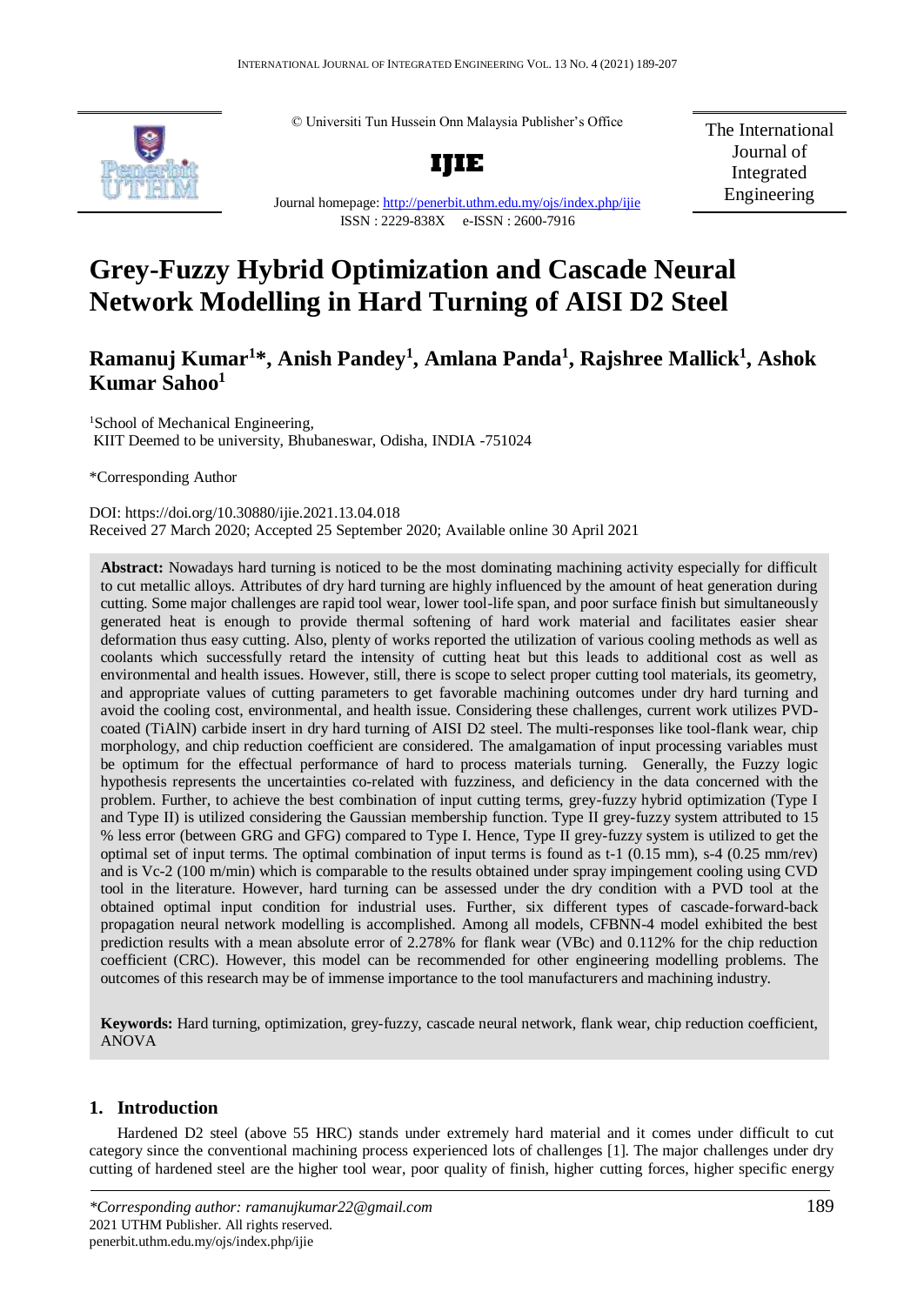© Universiti Tun Hussein Onn Malaysia Publisher's Office

**IJIE**

Journal homepage: http://penerbit.uthm.edu.my/ojs/index.php/ijie

ISSN : 2229-838X e-ISSN : 2600-7916

The International Journal of Integrated Engineering

# Grey-Fuzzy Hybrid Optimization and Cascade Neural Network Modelling in Hard Turning of AISI D2 Steel

**Ramanuj Kumar[1]*, Anish Pandey[1], Amlana Panda[1], Rajshree Mallick[1], Ashok Kumar Sahoo[1]**

[1]School of Mechanical Engineering,
KIIT Deemed to be university, Bhubaneswar, Odisha, INDIA -751024

*Corresponding Author

DOI: https://doi.org/10.30880/ijie.2021.13.04.018
Received 27 March 2020; Accepted 25 September 2020; Available online 30 April 2021

**Abstract:** Nowadays hard turning is noticed to be the most dominating machining activity especially for difficult to cut metallic alloys. Attributes of dry hard turning are highly influenced by the amount of heat generation during cutting. Some major challenges are rapid tool wear, lower tool-life span, and poor surface finish but simultaneously generated heat is enough to provide thermal softening of hard work material and facilitates easier shear deformation thus easy cutting. Also, plenty of works reported the utilization of various cooling methods as well as coolants which successfully retard the intensity of cutting heat but this leads to additional cost as well as environmental and health issues. However, still, there is scope to select proper cutting tool materials, its geometry, and appropriate values of cutting parameters to get favorable machining outcomes under dry hard turning and avoid the cooling cost, environmental, and health issue. Considering these challenges, current work utilizes PVD-coated (TiAlN) carbide insert in dry hard turning of AISI D2 steel. The multi-responses like tool-flank wear, chip morphology, and chip reduction coefficient are considered. The amalgamation of input processing variables must be optimum for the effectual performance of hard to process materials turning. Generally, the Fuzzy logic hypothesis represents the uncertainties co-related with fuzziness, and deficiency in the data concerned with the problem. Further, to achieve the best combination of input cutting terms, grey-fuzzy hybrid optimization (Type I and Type II) is utilized considering the Gaussian membership function. Type II grey-fuzzy system attributed to 15 % less error (between GRG and GFG) compared to Type I. Hence, Type II grey-fuzzy system is utilized to get the optimal set of input terms. The optimal combination of input terms is found as t-1 (0.15 mm), s-4 (0.25 mm/rev) and is Vc-2 (100 m/min) which is comparable to the results obtained under spray impingement cooling using CVD tool in the literature. However, hard turning can be assessed under the dry condition with a PVD tool at the obtained optimal input condition for industrial uses. Further, six different types of cascade-forward-back propagation neural network modelling is accomplished. Among all models, CFBNN-4 model exhibited the best prediction results with a mean absolute error of 2.278% for flank wear (VBc) and 0.112% for the chip reduction coefficient (CRC). However, this model can be recommended for other engineering modelling problems. The outcomes of this research may be of immense importance to the tool manufacturers and machining industry.

**Keywords:** Hard turning, optimization, grey-fuzzy, cascade neural network, flank wear, chip reduction coefficient, ANOVA

## 1. Introduction

Hardened D2 steel (above 55 HRC) stands under extremely hard material and it comes under difficult to cut category since the conventional machining process experienced lots of challenges [1]. The major challenges under dry cutting of hardened steel are the higher tool wear, poor quality of finish, higher cutting forces, higher specific energy

*\*Corresponding author: ramanujkumar22@gmail.com*
2021 UTHM Publisher. All rights reserved.
penerbit.uthm.edu.my/ojs/index.php/ijie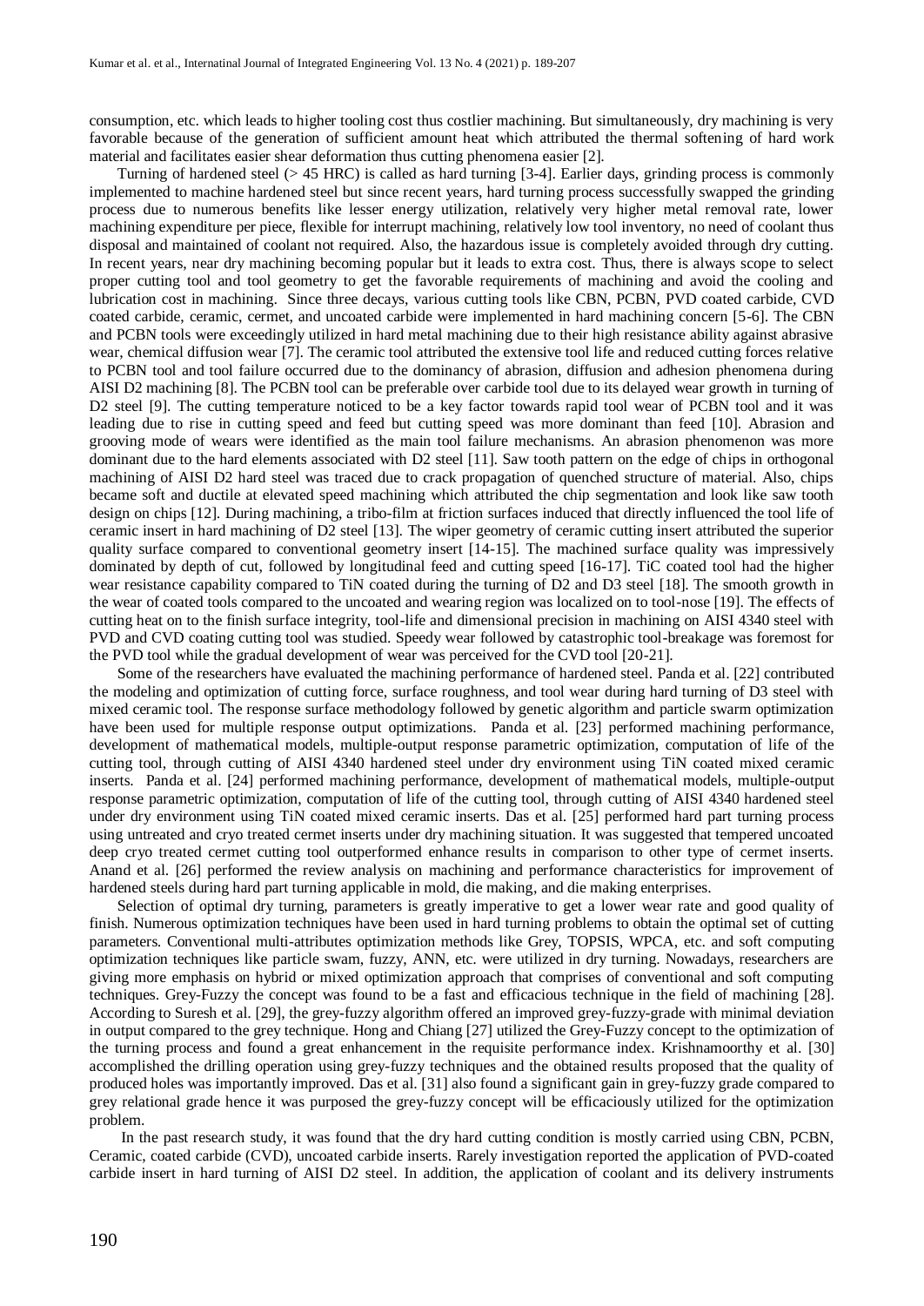consumption, etc. which leads to higher tooling cost thus costlier machining. But simultaneously, dry machining is very favorable because of the generation of sufficient amount heat which attributed the thermal softening of hard work material and facilitates easier shear deformation thus cutting phenomena easier [2].

Turning of hardened steel (> 45 HRC) is called as hard turning [3-4]. Earlier days, grinding process is commonly implemented to machine hardened steel but since recent years, hard turning process successfully swapped the grinding process due to numerous benefits like lesser energy utilization, relatively very higher metal removal rate, lower machining expenditure per piece, flexible for interrupt machining, relatively low tool inventory, no need of coolant thus disposal and maintained of coolant not required. Also, the hazardous issue is completely avoided through dry cutting. In recent years, near dry machining becoming popular but it leads to extra cost. Thus, there is always scope to select proper cutting tool and tool geometry to get the favorable requirements of machining and avoid the cooling and lubrication cost in machining. Since three decays, various cutting tools like CBN, PCBN, PVD coated carbide, CVD coated carbide, ceramic, cermet, and uncoated carbide were implemented in hard machining concern [5-6]. The CBN and PCBN tools were exceedingly utilized in hard metal machining due to their high resistance ability against abrasive wear, chemical diffusion wear [7]. The ceramic tool attributed the extensive tool life and reduced cutting forces relative to PCBN tool and tool failure occurred due to the dominancy of abrasion, diffusion and adhesion phenomena during AISI D2 machining [8]. The PCBN tool can be preferable over carbide tool due to its delayed wear growth in turning of D2 steel [9]. The cutting temperature noticed to be a key factor towards rapid tool wear of PCBN tool and it was leading due to rise in cutting speed and feed but cutting speed was more dominant than feed [10]. Abrasion and grooving mode of wears were identified as the main tool failure mechanisms. An abrasion phenomenon was more dominant due to the hard elements associated with D2 steel [11]. Saw tooth pattern on the edge of chips in orthogonal machining of AISI D2 hard steel was traced due to crack propagation of quenched structure of material. Also, chips became soft and ductile at elevated speed machining which attributed the chip segmentation and look like saw tooth design on chips [12]. During machining, a tribo-film at friction surfaces induced that directly influenced the tool life of ceramic insert in hard machining of D2 steel [13]. The wiper geometry of ceramic cutting insert attributed the superior quality surface compared to conventional geometry insert [14-15]. The machined surface quality was impressively dominated by depth of cut, followed by longitudinal feed and cutting speed [16-17]. TiC coated tool had the higher wear resistance capability compared to TiN coated during the turning of D2 and D3 steel [18]. The smooth growth in the wear of coated tools compared to the uncoated and wearing region was localized on to tool-nose [19]. The effects of cutting heat on to the finish surface integrity, tool-life and dimensional precision in machining on AISI 4340 steel with PVD and CVD coating cutting tool was studied. Speedy wear followed by catastrophic tool-breakage was foremost for the PVD tool while the gradual development of wear was perceived for the CVD tool [20-21].

Some of the researchers have evaluated the machining performance of hardened steel. Panda et al. [22] contributed the modeling and optimization of cutting force, surface roughness, and tool wear during hard turning of D3 steel with mixed ceramic tool. The response surface methodology followed by genetic algorithm and particle swarm optimization have been used for multiple response output optimizations. Panda et al. [23] performed machining performance, development of mathematical models, multiple-output response parametric optimization, computation of life of the cutting tool, through cutting of AISI 4340 hardened steel under dry environment using TiN coated mixed ceramic inserts. Panda et al. [24] performed machining performance, development of mathematical models, multiple-output response parametric optimization, computation of life of the cutting tool, through cutting of AISI 4340 hardened steel under dry environment using TiN coated mixed ceramic inserts. Das et al. [25] performed hard part turning process using untreated and cryo treated cermet inserts under dry machining situation. It was suggested that tempered uncoated deep cryo treated cermet cutting tool outperformed enhance results in comparison to other type of cermet inserts. Anand et al. [26] performed the review analysis on machining and performance characteristics for improvement of hardened steels during hard part turning applicable in mold, die making, and die making enterprises.

Selection of optimal dry turning, parameters is greatly imperative to get a lower wear rate and good quality of finish. Numerous optimization techniques have been used in hard turning problems to obtain the optimal set of cutting parameters. Conventional multi-attributes optimization methods like Grey, TOPSIS, WPCA, etc. and soft computing optimization techniques like particle swam, fuzzy, ANN, etc. were utilized in dry turning. Nowadays, researchers are giving more emphasis on hybrid or mixed optimization approach that comprises of conventional and soft computing techniques. Grey-Fuzzy the concept was found to be a fast and efficacious technique in the field of machining [28]. According to Suresh et al. [29], the grey-fuzzy algorithm offered an improved grey-fuzzy-grade with minimal deviation in output compared to the grey technique. Hong and Chiang [27] utilized the Grey-Fuzzy concept to the optimization of the turning process and found a great enhancement in the requisite performance index. Krishnamoorthy et al. [30] accomplished the drilling operation using grey-fuzzy techniques and the obtained results proposed that the quality of produced holes was importantly improved. Das et al. [31] also found a significant gain in grey-fuzzy grade compared to grey relational grade hence it was purposed the grey-fuzzy concept will be efficaciously utilized for the optimization problem.

In the past research study, it was found that the dry hard cutting condition is mostly carried using CBN, PCBN, Ceramic, coated carbide (CVD), uncoated carbide inserts. Rarely investigation reported the application of PVD-coated carbide insert in hard turning of AISI D2 steel. In addition, the application of coolant and its delivery instruments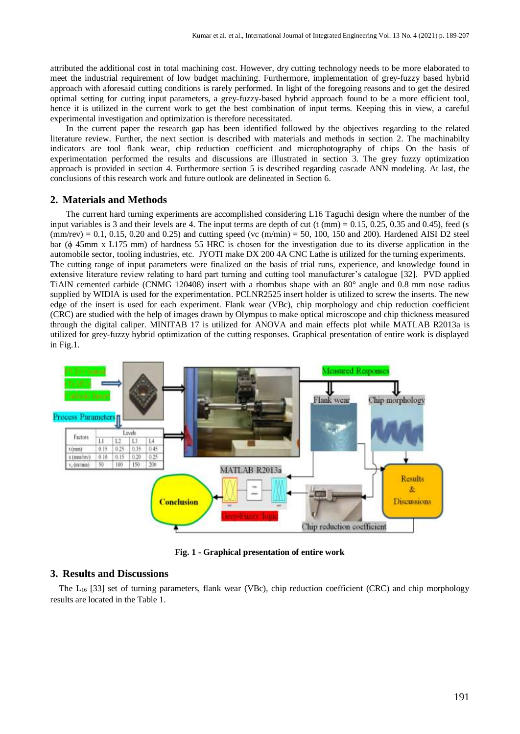attributed the additional cost in total machining cost. However, dry cutting technology needs to be more elaborated to meet the industrial requirement of low budget machining. Furthermore, implementation of grey-fuzzy based hybrid approach with aforesaid cutting conditions is rarely performed. In light of the foregoing reasons and to get the desired optimal setting for cutting input parameters, a grey-fuzzy-based hybrid approach found to be a more efficient tool, hence it is utilized in the current work to get the best combination of input terms. Keeping this in view, a careful experimental investigation and optimization is therefore necessitated.

In the current paper the research gap has been identified followed by the objectives regarding to the related literature review. Further, the next section is described with materials and methods in section 2. The machinabilty indicators are tool flank wear, chip reduction coefficient and microphotography of chips On the basis of experimentation performed the results and discussions are illustrated in section 3. The grey fuzzy optimization approach is provided in section 4. Furthermore section 5 is described regarding cascade ANN modeling. At last, the conclusions of this research work and future outlook are delineated in Section 6.

## 2. Materials and Methods

The current hard turning experiments are accomplished considering L16 Taguchi design where the number of the input variables is 3 and their levels are 4. The input terms are depth of cut (t (mm) = 0.15, 0.25, 0.35 and 0.45), feed (s (mm/rev) = 0.1, 0.15, 0.20 and 0.25) and cutting speed (vc (m/min) = 50, 100, 150 and 200). Hardened AISI D2 steel bar (ϕ 45mm x L175 mm) of hardness 55 HRC is chosen for the investigation due to its diverse application in the automobile sector, tooling industries, etc. JYOTI make DX 200 4A CNC Lathe is utilized for the turning experiments. The cutting range of input parameters were finalized on the basis of trial runs, experience, and knowledge found in extensive literature review relating to hard part turning and cutting tool manufacturer's catalogue [32]. PVD applied TiAlN cemented carbide (CNMG 120408) insert with a rhombus shape with an 80° angle and 0.8 mm nose radius supplied by WIDIA is used for the experimentation. PCLNR2525 insert holder is utilized to screw the inserts. The new edge of the insert is used for each experiment. Flank wear (VBc), chip morphology and chip reduction coefficient (CRC) are studied with the help of images drawn by Olympus to make optical microscope and chip thickness measured through the digital caliper. MINITAB 17 is utilized for ANOVA and main effects plot while MATLAB R2013a is utilized for grey-fuzzy hybrid optimization of the cutting responses. Graphical presentation of entire work is displayed in Fig.1.

**Fig. 1 - Graphical presentation of entire work**

## 3. Results and Discussions

The $L_{16}$ [33] set of turning parameters, flank wear (VBc), chip reduction coefficient (CRC) and chip morphology results are located in the Table 1.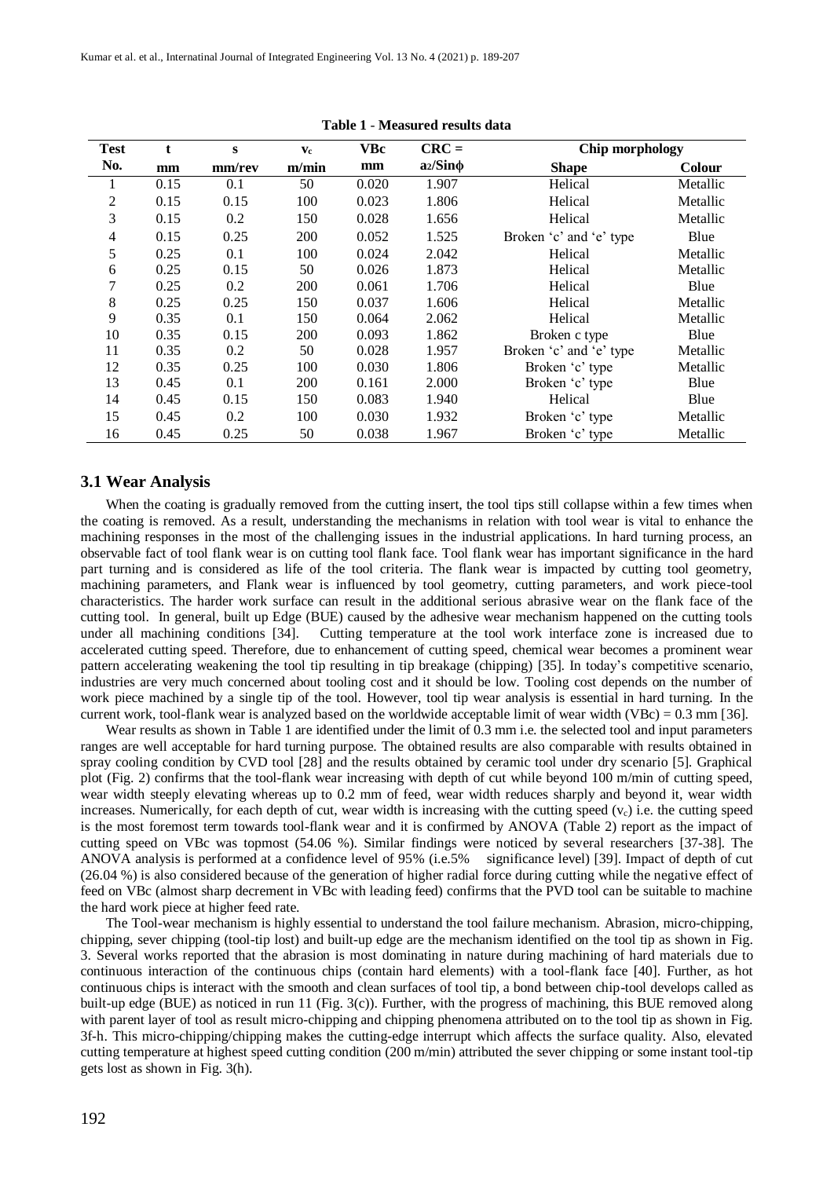**Table 1 - Measured results data**

| Test No. | t mm | s mm/rev | $v_c$ m/min | VBc mm | CRC = $a_2/\mathrm{Sin}\phi$ | Chip morphology | |
|---|---|---|---|---|---|---|---|
| | | | | | | **Shape** | **Colour** |
| 1 | 0.15 | 0.1 | 50 | 0.020 | 1.907 | Helical | Metallic |
| 2 | 0.15 | 0.15 | 100 | 0.023 | 1.806 | Helical | Metallic |
| 3 | 0.15 | 0.2 | 150 | 0.028 | 1.656 | Helical | Metallic |
| 4 | 0.15 | 0.25 | 200 | 0.052 | 1.525 | Broken 'c' and 'e' type | Blue |
| 5 | 0.25 | 0.1 | 100 | 0.024 | 2.042 | Helical | Metallic |
| 6 | 0.25 | 0.15 | 50 | 0.026 | 1.873 | Helical | Metallic |
| 7 | 0.25 | 0.2 | 200 | 0.061 | 1.706 | Helical | Blue |
| 8 | 0.25 | 0.25 | 150 | 0.037 | 1.606 | Helical | Metallic |
| 9 | 0.35 | 0.1 | 150 | 0.064 | 2.062 | Helical | Metallic |
| 10 | 0.35 | 0.15 | 200 | 0.093 | 1.862 | Broken c type | Blue |
| 11 | 0.35 | 0.2 | 50 | 0.028 | 1.957 | Broken 'c' and 'e' type | Metallic |
| 12 | 0.35 | 0.25 | 100 | 0.030 | 1.806 | Broken 'c' type | Metallic |
| 13 | 0.45 | 0.1 | 200 | 0.161 | 2.000 | Broken 'c' type | Blue |
| 14 | 0.45 | 0.15 | 150 | 0.083 | 1.940 | Helical | Blue |
| 15 | 0.45 | 0.2 | 100 | 0.030 | 1.932 | Broken 'c' type | Metallic |
| 16 | 0.45 | 0.25 | 50 | 0.038 | 1.967 | Broken 'c' type | Metallic |

### 3.1 Wear Analysis

When the coating is gradually removed from the cutting insert, the tool tips still collapse within a few times when the coating is removed. As a result, understanding the mechanisms in relation with tool wear is vital to enhance the machining responses in the most of the challenging issues in the industrial applications. In hard turning process, an observable fact of tool flank wear is on cutting tool flank face. Tool flank wear has important significance in the hard part turning and is considered as life of the tool criteria. The flank wear is impacted by cutting tool geometry, machining parameters, and Flank wear is influenced by tool geometry, cutting parameters, and work piece-tool characteristics. The harder work surface can result in the additional serious abrasive wear on the flank face of the cutting tool. In general, built up Edge (BUE) caused by the adhesive wear mechanism happened on the cutting tools under all machining conditions [34]. Cutting temperature at the tool work interface zone is increased due to accelerated cutting speed. Therefore, due to enhancement of cutting speed, chemical wear becomes a prominent wear pattern accelerating weakening the tool tip resulting in tip breakage (chipping) [35]. In today's competitive scenario, industries are very much concerned about tooling cost and it should be low. Tooling cost depends on the number of work piece machined by a single tip of the tool. However, tool tip wear analysis is essential in hard turning. In the current work, tool-flank wear is analyzed based on the worldwide acceptable limit of wear width (VBc) = 0.3 mm [36].

Wear results as shown in Table 1 are identified under the limit of 0.3 mm i.e. the selected tool and input parameters ranges are well acceptable for hard turning purpose. The obtained results are also comparable with results obtained in spray cooling condition by CVD tool [28] and the results obtained by ceramic tool under dry scenario [5]. Graphical plot (Fig. 2) confirms that the tool-flank wear increasing with depth of cut while beyond 100 m/min of cutting speed, wear width steeply elevating whereas up to 0.2 mm of feed, wear width reduces sharply and beyond it, wear width increases. Numerically, for each depth of cut, wear width is increasing with the cutting speed ($v_c$) i.e. the cutting speed is the most foremost term towards tool-flank wear and it is confirmed by ANOVA (Table 2) report as the impact of cutting speed on VBc was topmost (54.06 %). Similar findings were noticed by several researchers [37-38]. The ANOVA analysis is performed at a confidence level of 95% (i.e.5% significance level) [39]. Impact of depth of cut (26.04 %) is also considered because of the generation of higher radial force during cutting while the negative effect of feed on VBc (almost sharp decrement in VBc with leading feed) confirms that the PVD tool can be suitable to machine the hard work piece at higher feed rate.

The Tool-wear mechanism is highly essential to understand the tool failure mechanism. Abrasion, micro-chipping, chipping, sever chipping (tool-tip lost) and built-up edge are the mechanism identified on the tool tip as shown in Fig. 3. Several works reported that the abrasion is most dominating in nature during machining of hard materials due to continuous interaction of the continuous chips (contain hard elements) with a tool-flank face [40]. Further, as hot continuous chips is interact with the smooth and clean surfaces of tool tip, a bond between chip-tool develops called as built-up edge (BUE) as noticed in run 11 (Fig. 3(c)). Further, with the progress of machining, this BUE removed along with parent layer of tool as result micro-chipping and chipping phenomena attributed on to the tool tip as shown in Fig. 3f-h. This micro-chipping/chipping makes the cutting-edge interrupt which affects the surface quality. Also, elevated cutting temperature at highest speed cutting condition (200 m/min) attributed the sever chipping or some instant tool-tip gets lost as shown in Fig. 3(h).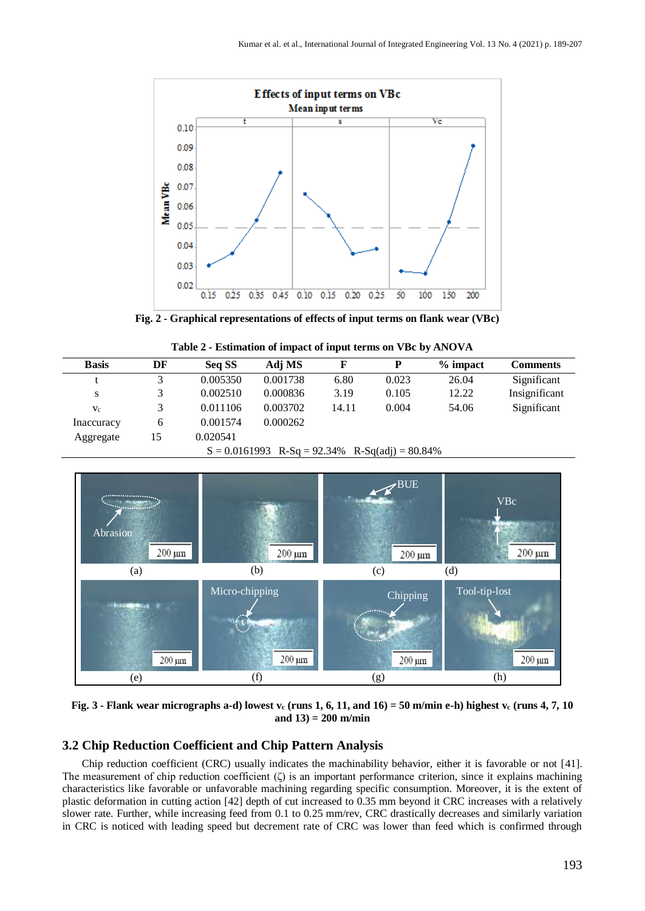**Fig. 2 - Graphical representations of effects of input terms on flank wear (VBc)**

**Table 2 - Estimation of impact of input terms on VBc by ANOVA**

| Basis | DF | Seq SS | Adj MS | F | P | % impact | Comments |
|---|---|---|---|---|---|---|---|
| t | 3 | 0.005350 | 0.001738 | 6.80 | 0.023 | 26.04 | Significant |
| s | 3 | 0.002510 | 0.000836 | 3.19 | 0.105 | 12.22 | Insignificant |
| $v_c$ | 3 | 0.011106 | 0.003702 | 14.11 | 0.004 | 54.06 | Significant |
| Inaccuracy | 6 | 0.001574 | 0.000262 | | | | |
| Aggregate | 15 | 0.020541 | | | | | |

S = 0.0161993 R-Sq = 92.34% R-Sq(adj) = 80.84%

**Fig. 3 - Flank wear micrographs a-d) lowest $v_c$ (runs 1, 6, 11, and 16) = 50 m/min e-h) highest $v_c$ (runs 4, 7, 10 and 13) = 200 m/min**

## 3.2 Chip Reduction Coefficient and Chip Pattern Analysis

Chip reduction coefficient (CRC) usually indicates the machinability behavior, either it is favorable or not [41]. The measurement of chip reduction coefficient (ζ) is an important performance criterion, since it explains machining characteristics like favorable or unfavorable machining regarding specific consumption. Moreover, it is the extent of plastic deformation in cutting action [42] depth of cut increased to 0.35 mm beyond it CRC increases with a relatively slower rate. Further, while increasing feed from 0.1 to 0.25 mm/rev, CRC drastically decreases and similarly variation in CRC is noticed with leading speed but decrement rate of CRC was lower than feed which is confirmed through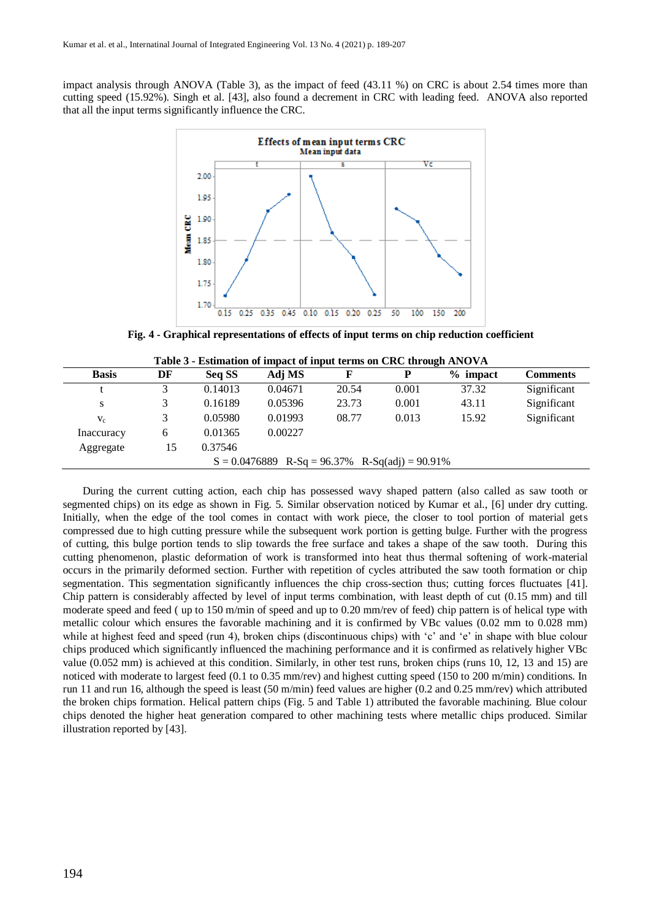impact analysis through ANOVA (Table 3), as the impact of feed (43.11 %) on CRC is about 2.54 times more than cutting speed (15.92%). Singh et al. [43], also found a decrement in CRC with leading feed. ANOVA also reported that all the input terms significantly influence the CRC.

**Fig. 4 - Graphical representations of effects of input terms on chip reduction coefficient**

**Table 3 - Estimation of impact of input terms on CRC through ANOVA**

| Basis | DF | Seq SS | Adj MS | F | P | % impact | Comments |
|---|---|---|---|---|---|---|---|
| t | 3 | 0.14013 | 0.04671 | 20.54 | 0.001 | 37.32 | Significant |
| s | 3 | 0.16189 | 0.05396 | 23.73 | 0.001 | 43.11 | Significant |
| $V_c$ | 3 | 0.05980 | 0.01993 | 08.77 | 0.013 | 15.92 | Significant |
| Inaccuracy | 6 | 0.01365 | 0.00227 | | | | |
| Aggregate | 15 | 0.37546 | | | | | |
| S = 0.0476889 R-Sq = 96.37% R-Sq(adj) = 90.91% | | | | | | | |

During the current cutting action, each chip has possessed wavy shaped pattern (also called as saw tooth or segmented chips) on its edge as shown in Fig. 5. Similar observation noticed by Kumar et al., [6] under dry cutting. Initially, when the edge of the tool comes in contact with work piece, the closer to tool portion of material gets compressed due to high cutting pressure while the subsequent work portion is getting bulge. Further with the progress of cutting, this bulge portion tends to slip towards the free surface and takes a shape of the saw tooth. During this cutting phenomenon, plastic deformation of work is transformed into heat thus thermal softening of work-material occurs in the primarily deformed section. Further with repetition of cycles attributed the saw tooth formation or chip segmentation. This segmentation significantly influences the chip cross-section thus; cutting forces fluctuates [41]. Chip pattern is considerably affected by level of input terms combination, with least depth of cut (0.15 mm) and till moderate speed and feed ( up to 150 m/min of speed and up to 0.20 mm/rev of feed) chip pattern is of helical type with metallic colour which ensures the favorable machining and it is confirmed by VBc values (0.02 mm to 0.028 mm) while at highest feed and speed (run 4), broken chips (discontinuous chips) with 'c' and 'e' in shape with blue colour chips produced which significantly influenced the machining performance and it is confirmed as relatively higher VBc value (0.052 mm) is achieved at this condition. Similarly, in other test runs, broken chips (runs 10, 12, 13 and 15) are noticed with moderate to largest feed (0.1 to 0.35 mm/rev) and highest cutting speed (150 to 200 m/min) conditions. In run 11 and run 16, although the speed is least (50 m/min) feed values are higher (0.2 and 0.25 mm/rev) which attributed the broken chips formation. Helical pattern chips (Fig. 5 and Table 1) attributed the favorable machining. Blue colour chips denoted the higher heat generation compared to other machining tests where metallic chips produced. Similar illustration reported by [43].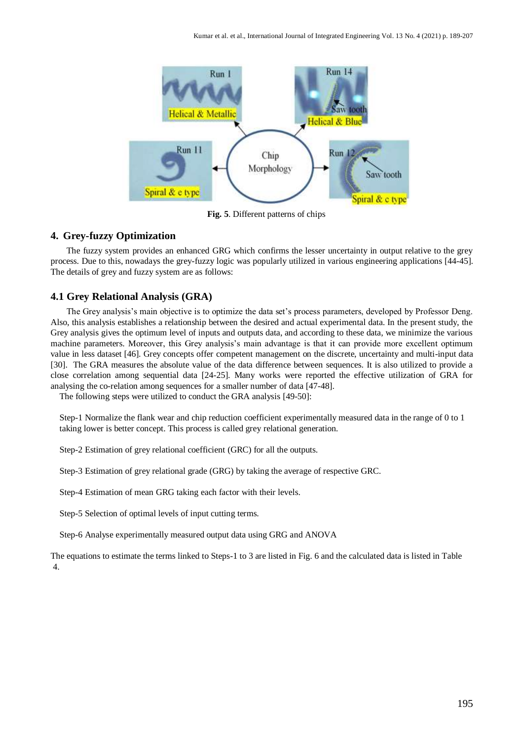Fig. 5. Different patterns of chips

## 4. Grey-fuzzy Optimization

The fuzzy system provides an enhanced GRG which confirms the lesser uncertainty in output relative to the grey process. Due to this, nowadays the grey-fuzzy logic was popularly utilized in various engineering applications [44-45]. The details of grey and fuzzy system are as follows:

### 4.1 Grey Relational Analysis (GRA)

The Grey analysis's main objective is to optimize the data set's process parameters, developed by Professor Deng. Also, this analysis establishes a relationship between the desired and actual experimental data. In the present study, the Grey analysis gives the optimum level of inputs and outputs data, and according to these data, we minimize the various machine parameters. Moreover, this Grey analysis's main advantage is that it can provide more excellent optimum value in less dataset [46]. Grey concepts offer competent management on the discrete, uncertainty and multi-input data [30]. The GRA measures the absolute value of the data difference between sequences. It is also utilized to provide a close correlation among sequential data [24-25]. Many works were reported the effective utilization of GRA for analysing the co-relation among sequences for a smaller number of data [47-48].

The following steps were utilized to conduct the GRA analysis [49-50]:

Step-1 Normalize the flank wear and chip reduction coefficient experimentally measured data in the range of 0 to 1 taking lower is better concept. This process is called grey relational generation.

Step-2 Estimation of grey relational coefficient (GRC) for all the outputs.

Step-3 Estimation of grey relational grade (GRG) by taking the average of respective GRC.

Step-4 Estimation of mean GRG taking each factor with their levels.

Step-5 Selection of optimal levels of input cutting terms.

Step-6 Analyse experimentally measured output data using GRG and ANOVA

The equations to estimate the terms linked to Steps-1 to 3 are listed in Fig. 6 and the calculated data is listed in Table 4.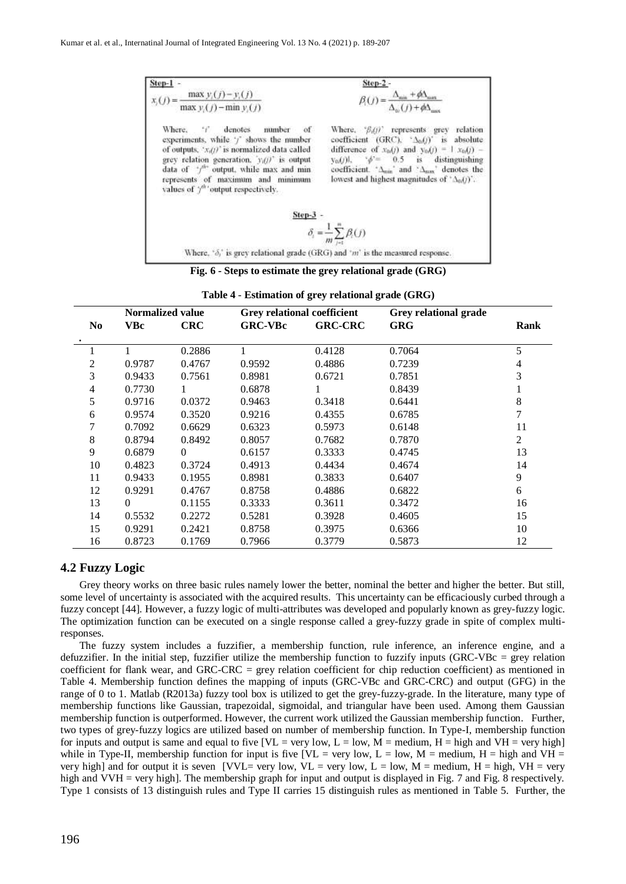**Step-1** -

$$x_i(j) = \frac{\max y_i(j) - y_i(j)}{\max y_i(j) - \min y_i(j)}$$

Where, '$i$' denotes number of experiments, while '$j$' shows the number of outputs, '$x_i(j)$' is normalized data called grey relation generation, '$y_i(j)$' is output data of '$j^{th}$' output, while max and min represents of maximum and minimum values of '$j^{th}$' output respectively.

**Step-2** -

$$\beta_i(j) = \frac{\Delta_{min} + \phi\Delta_{max}}{\Delta_{0i}(j) + \phi\Delta_{max}}$$

Where, '$\beta_i(j)$' represents grey relation coefficient (GRC), '$\Delta_{0i}(j)$' is absolute difference of $x_{0i}(j)$ and $y_{0i}(j) = | x_{0i}(j) - y_{0i}(j)|$, '$\phi$'= 0.5 is distinguishing coefficient. '$\Delta_{min}$' and '$\Delta_{max}$' denotes the lowest and highest magnitudes of '$\Delta_{0i}(j)$'.

**Step-3** -

$$\delta_i = \frac{1}{m}\sum_{j=1}^{m} \beta_i(j)$$

Where, '$\delta_i$' is grey relational grade (GRG) and '$m$' is the measured response.

**Fig. 6 - Steps to estimate the grey relational grade (GRG)**

**Table 4 - Estimation of grey relational grade (GRG)**

| No. | Normalized value | | Grey relational coefficient | | Grey relational grade | Rank |
|---|---|---|---|---|---|---|
| | VBc | CRC | GRC-VBc | GRC-CRC | GRG | |
| 1 | 1 | 0.2886 | 1 | 0.4128 | 0.7064 | 5 |
| 2 | 0.9787 | 0.4767 | 0.9592 | 0.4886 | 0.7239 | 4 |
| 3 | 0.9433 | 0.7561 | 0.8981 | 0.6721 | 0.7851 | 3 |
| 4 | 0.7730 | 1 | 0.6878 | 1 | 0.8439 | 1 |
| 5 | 0.9716 | 0.0372 | 0.9463 | 0.3418 | 0.6441 | 8 |
| 6 | 0.9574 | 0.3520 | 0.9216 | 0.4355 | 0.6785 | 7 |
| 7 | 0.7092 | 0.6629 | 0.6323 | 0.5973 | 0.6148 | 11 |
| 8 | 0.8794 | 0.8492 | 0.8057 | 0.7682 | 0.7870 | 2 |
| 9 | 0.6879 | 0 | 0.6157 | 0.3333 | 0.4745 | 13 |
| 10 | 0.4823 | 0.3724 | 0.4913 | 0.4434 | 0.4674 | 14 |
| 11 | 0.9433 | 0.1955 | 0.8981 | 0.3833 | 0.6407 | 9 |
| 12 | 0.9291 | 0.4767 | 0.8758 | 0.4886 | 0.6822 | 6 |
| 13 | 0 | 0.1155 | 0.3333 | 0.3611 | 0.3472 | 16 |
| 14 | 0.5532 | 0.2272 | 0.5281 | 0.3928 | 0.4605 | 15 |
| 15 | 0.9291 | 0.2421 | 0.8758 | 0.3975 | 0.6366 | 10 |
| 16 | 0.8723 | 0.1769 | 0.7966 | 0.3779 | 0.5873 | 12 |

### 4.2 Fuzzy Logic

Grey theory works on three basic rules namely lower the better, nominal the better and higher the better. But still, some level of uncertainty is associated with the acquired results. This uncertainty can be efficaciously curbed through a fuzzy concept [44]. However, a fuzzy logic of multi-attributes was developed and popularly known as grey-fuzzy logic. The optimization function can be executed on a single response called a grey-fuzzy grade in spite of complex multi-responses.

The fuzzy system includes a fuzzifier, a membership function, rule inference, an inference engine, and a defuzzifier. In the initial step, fuzzifier utilize the membership function to fuzzify inputs (GRC-VBc = grey relation coefficient for flank wear, and GRC-CRC = grey relation coefficient for chip reduction coefficient) as mentioned in Table 4. Membership function defines the mapping of inputs (GRC-VBc and GRC-CRC) and output (GFG) in the range of 0 to 1. Matlab (R2013a) fuzzy tool box is utilized to get the grey-fuzzy-grade. In the literature, many type of membership functions like Gaussian, trapezoidal, sigmoidal, and triangular have been used. Among them Gaussian membership function is outperformed. However, the current work utilized the Gaussian membership function. Further, two types of grey-fuzzy logics are utilized based on number of membership function. In Type-I, membership function for inputs and output is same and equal to five [VL = very low, L = low, M = medium, H = high and VH = very high] while in Type-II, membership function for input is five [VL = very low, L = low, M = medium, H = high and VH = very high] and for output it is seven [VVL= very low, VL = very low, L = low, M = medium, H = high, VH = very high and VVH = very high]. The membership graph for input and output is displayed in Fig. 7 and Fig. 8 respectively. Type 1 consists of 13 distinguish rules and Type II carries 15 distinguish rules as mentioned in Table 5. Further, the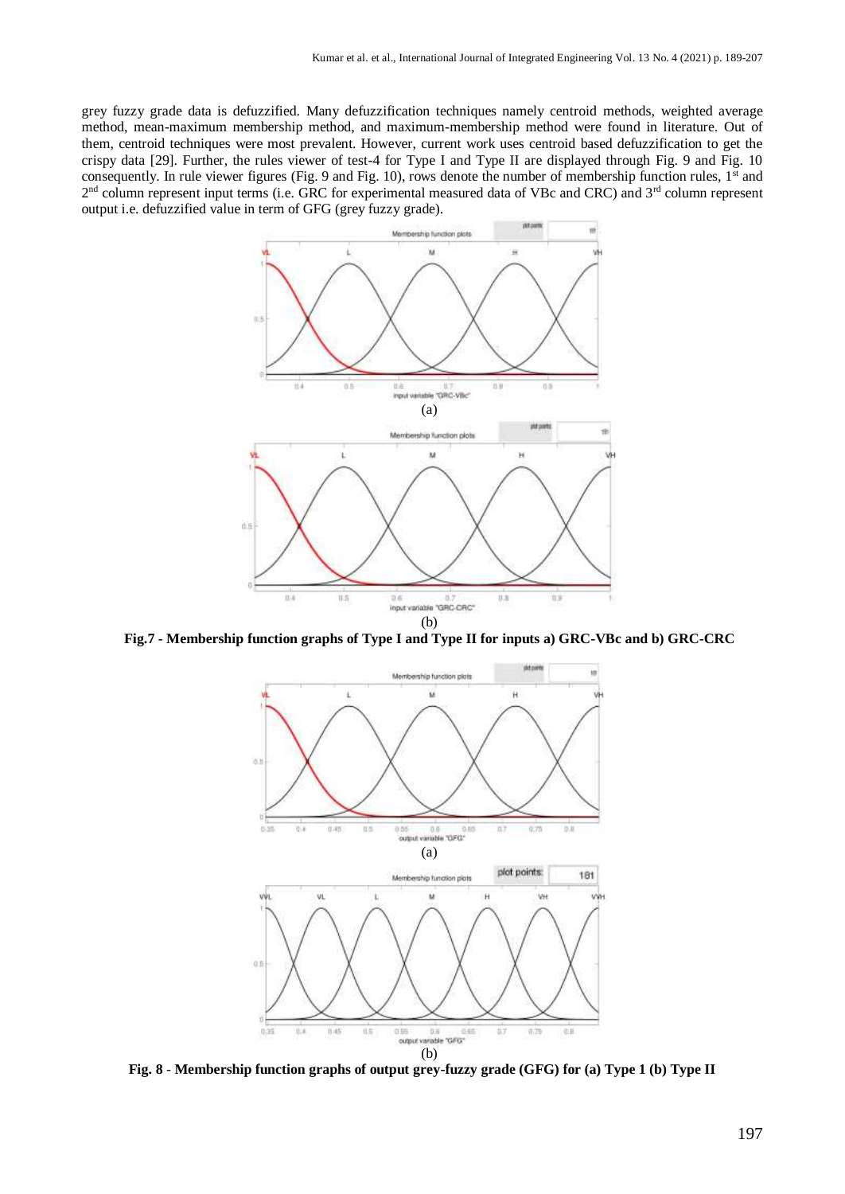grey fuzzy grade data is defuzzified. Many defuzzification techniques namely centroid methods, weighted average method, mean-maximum membership method, and maximum-membership method were found in literature. Out of them, centroid techniques were most prevalent. However, current work uses centroid based defuzzification to get the crispy data [29]. Further, the rules viewer of test-4 for Type I and Type II are displayed through Fig. 9 and Fig. 10 consequently. In rule viewer figures (Fig. 9 and Fig. 10), rows denote the number of membership function rules, 1st and 2nd column represent input terms (i.e. GRC for experimental measured data of VBc and CRC) and 3rd column represent output i.e. defuzzified value in term of GFG (grey fuzzy grade).

(a)

(b)

**Fig.7 - Membership function graphs of Type I and Type II for inputs a) GRC-VBc and b) GRC-CRC**

(a)

(b)

**Fig. 8 - Membership function graphs of output grey-fuzzy grade (GFG) for (a) Type 1 (b) Type II**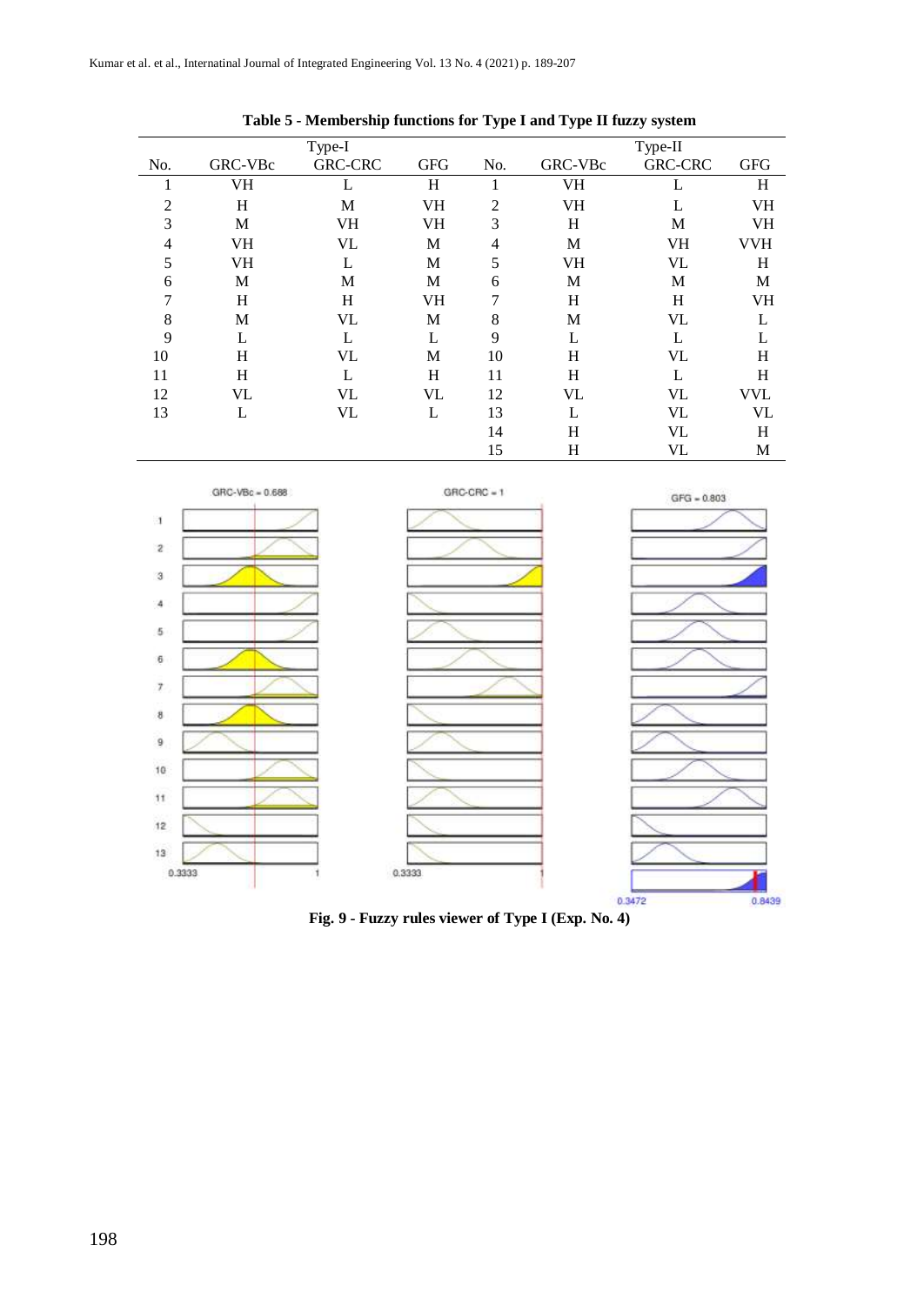**Table 5 - Membership functions for Type I and Type II fuzzy system**

| | Type-I | | | | Type-II | | |
|---|---|---|---|---|---|---|---|
| No. | GRC-VBc | GRC-CRC | GFG | No. | GRC-VBc | GRC-CRC | GFG |
| 1 | VH | L | H | 1 | VH | L | H |
| 2 | H | M | VH | 2 | VH | L | VH |
| 3 | M | VH | VH | 3 | H | M | VH |
| 4 | VH | VL | M | 4 | M | VH | VVH |
| 5 | VH | L | M | 5 | VH | VL | H |
| 6 | M | M | M | 6 | M | M | M |
| 7 | H | H | VH | 7 | H | H | VH |
| 8 | M | VL | M | 8 | M | VL | L |
| 9 | L | L | L | 9 | L | L | L |
| 10 | H | VL | M | 10 | H | VL | H |
| 11 | H | L | H | 11 | H | L | H |
| 12 | VL | VL | VL | 12 | VL | VL | VVL |
| 13 | L | VL | L | 13 | L | VL | VL |
| | | | | 14 | H | VL | H |
| | | | | 15 | H | VL | M |

**Fig. 9 - Fuzzy rules viewer of Type I (Exp. No. 4)**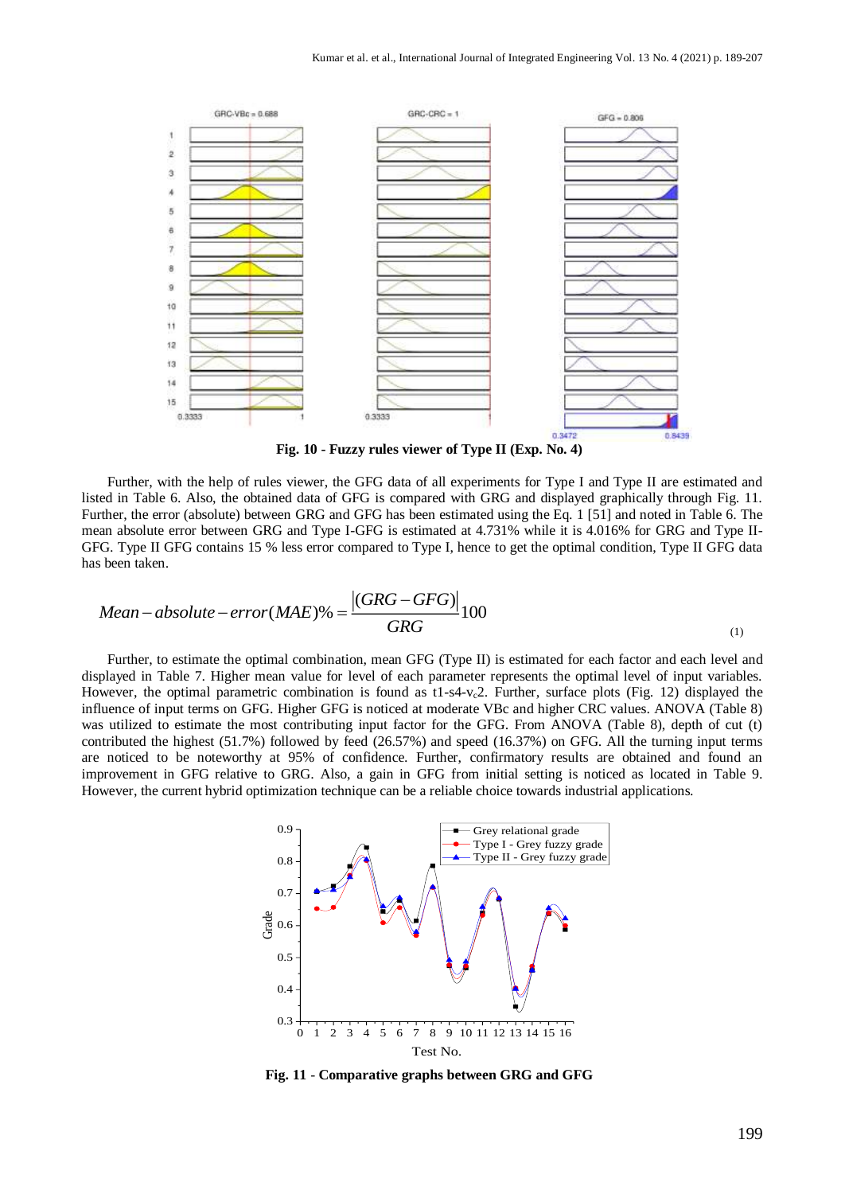**Fig. 10 - Fuzzy rules viewer of Type II (Exp. No. 4)**

Further, with the help of rules viewer, the GFG data of all experiments for Type I and Type II are estimated and listed in Table 6. Also, the obtained data of GFG is compared with GRG and displayed graphically through Fig. 11. Further, the error (absolute) between GRG and GFG has been estimated using the Eq. 1 [51] and noted in Table 6. The mean absolute error between GRG and Type I-GFG is estimated at 4.731% while it is 4.016% for GRG and Type II-GFG. Type II GFG contains 15 % less error compared to Type I, hence to get the optimal condition, Type II GFG data has been taken.

$$Mean-absolute-error(MAE)\% = \frac{|(GRG-GFG)|}{GRG}100 \quad (1)$$

Further, to estimate the optimal combination, mean GFG (Type II) is estimated for each factor and each level and displayed in Table 7. Higher mean value for level of each parameter represents the optimal level of input variables. However, the optimal parametric combination is found as t1-s4-$v_c$2. Further, surface plots (Fig. 12) displayed the influence of input terms on GFG. Higher GFG is noticed at moderate VBc and higher CRC values. ANOVA (Table 8) was utilized to estimate the most contributing input factor for the GFG. From ANOVA (Table 8), depth of cut (t) contributed the highest (51.7%) followed by feed (26.57%) and speed (16.37%) on GFG. All the turning input terms are noticed to be noteworthy at 95% of confidence. Further, confirmatory results are obtained and found an improvement in GFG relative to GRG. Also, a gain in GFG from initial setting is noticed as located in Table 9. However, the current hybrid optimization technique can be a reliable choice towards industrial applications.

**Fig. 11 - Comparative graphs between GRG and GFG**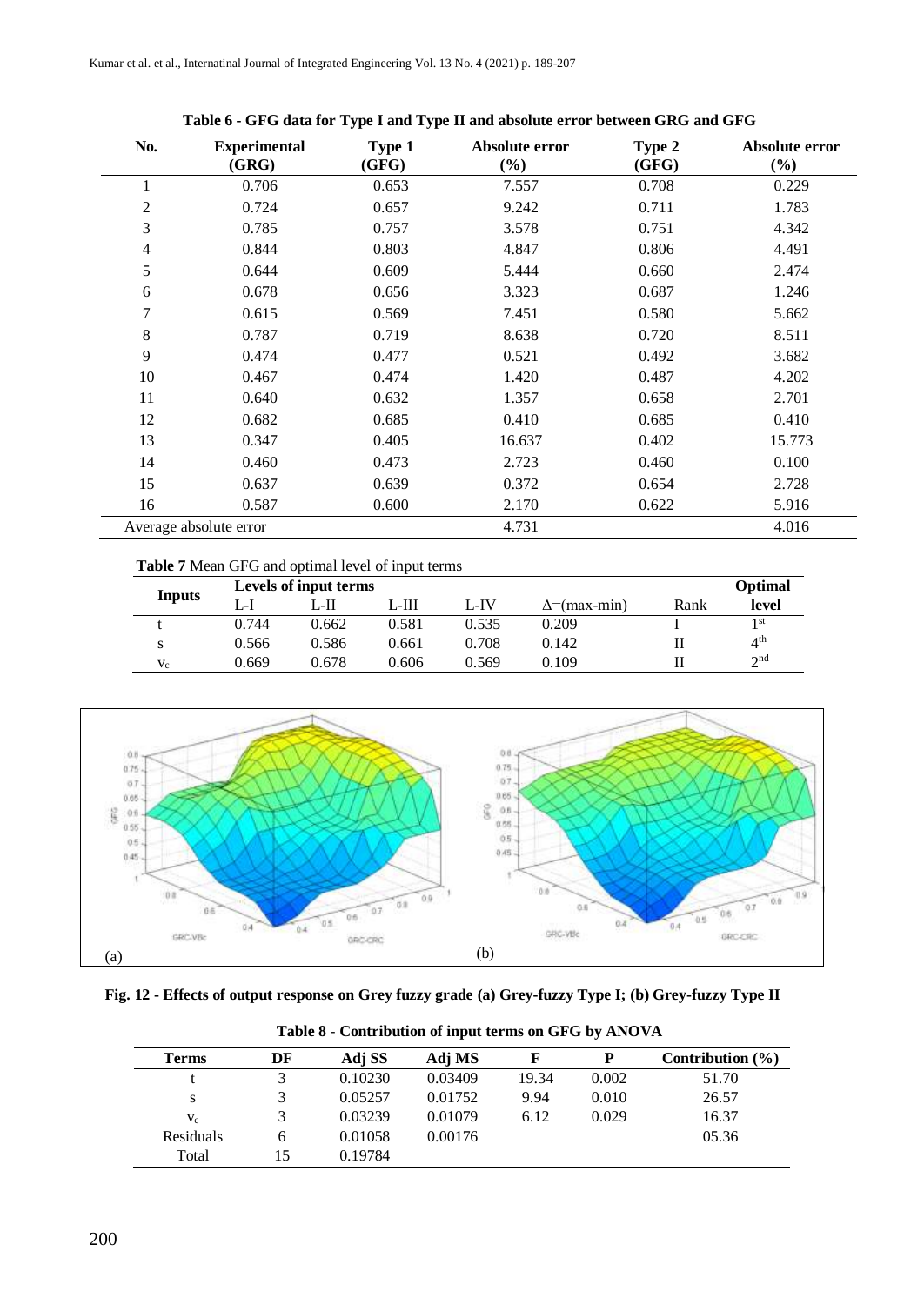**Table 6 - GFG data for Type I and Type II and absolute error between GRG and GFG**

| No. | Experimental (GRG) | Type 1 (GFG) | Absolute error (%) | Type 2 (GFG) | Absolute error (%) |
|---|---|---|---|---|---|
| 1 | 0.706 | 0.653 | 7.557 | 0.708 | 0.229 |
| 2 | 0.724 | 0.657 | 9.242 | 0.711 | 1.783 |
| 3 | 0.785 | 0.757 | 3.578 | 0.751 | 4.342 |
| 4 | 0.844 | 0.803 | 4.847 | 0.806 | 4.491 |
| 5 | 0.644 | 0.609 | 5.444 | 0.660 | 2.474 |
| 6 | 0.678 | 0.656 | 3.323 | 0.687 | 1.246 |
| 7 | 0.615 | 0.569 | 7.451 | 0.580 | 5.662 |
| 8 | 0.787 | 0.719 | 8.638 | 0.720 | 8.511 |
| 9 | 0.474 | 0.477 | 0.521 | 0.492 | 3.682 |
| 10 | 0.467 | 0.474 | 1.420 | 0.487 | 4.202 |
| 11 | 0.640 | 0.632 | 1.357 | 0.658 | 2.701 |
| 12 | 0.682 | 0.685 | 0.410 | 0.685 | 0.410 |
| 13 | 0.347 | 0.405 | 16.637 | 0.402 | 15.773 |
| 14 | 0.460 | 0.473 | 2.723 | 0.460 | 0.100 |
| 15 | 0.637 | 0.639 | 0.372 | 0.654 | 2.728 |
| 16 | 0.587 | 0.600 | 2.170 | 0.622 | 5.916 |
| Average absolute error | | | 4.731 | | 4.016 |

**Table 7** Mean GFG and optimal level of input terms

| Inputs | Levels of input terms | | | | | | Optimal |
|---|---|---|---|---|---|---|---|
| | L-I | L-II | L-III | L-IV | $\Delta$=(max-min) | Rank | level |
| t | 0.744 | 0.662 | 0.581 | 0.535 | 0.209 | I | 1st |
| s | 0.566 | 0.586 | 0.661 | 0.708 | 0.142 | II | 4th |
| $v_c$ | 0.669 | 0.678 | 0.606 | 0.569 | 0.109 | II | 2nd |

**Fig. 12 - Effects of output response on Grey fuzzy grade (a) Grey-fuzzy Type I; (b) Grey-fuzzy Type II**

**Table 8 - Contribution of input terms on GFG by ANOVA**

| Terms | DF | Adj SS | Adj MS | F | P | Contribution (%) |
|---|---|---|---|---|---|---|
| t | 3 | 0.10230 | 0.03409 | 19.34 | 0.002 | 51.70 |
| s | 3 | 0.05257 | 0.01752 | 9.94 | 0.010 | 26.57 |
| $v_c$ | 3 | 0.03239 | 0.01079 | 6.12 | 0.029 | 16.37 |
| Residuals | 6 | 0.01058 | 0.00176 | | | 05.36 |
| Total | 15 | 0.19784 | | | | |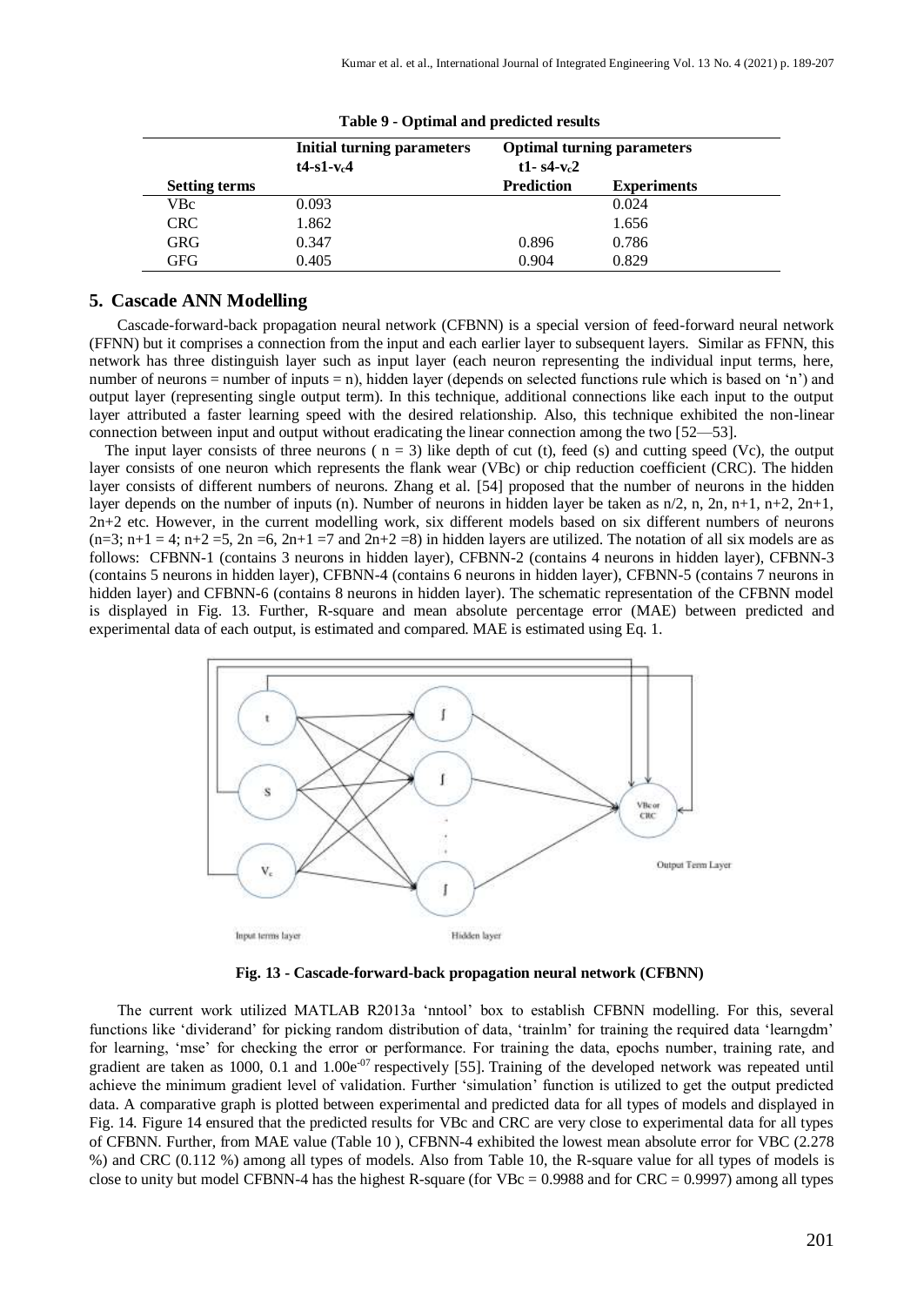**Table 9 - Optimal and predicted results**

| | Initial turning parameters | Optimal turning parameters | |
|---|---|---|---|
| | t4-s1-$v_c$4 | t1- s4-$v_c$2 | |
| **Setting terms** | | **Prediction** | **Experiments** |
| VBc | 0.093 | | 0.024 |
| CRC | 1.862 | | 1.656 |
| GRG | 0.347 | 0.896 | 0.786 |
| GFG | 0.405 | 0.904 | 0.829 |

## 5. Cascade ANN Modelling

Cascade-forward-back propagation neural network (CFBNN) is a special version of feed-forward neural network (FFNN) but it comprises a connection from the input and each earlier layer to subsequent layers. Similar as FFNN, this network has three distinguish layer such as input layer (each neuron representing the individual input terms, here, number of neurons = number of inputs = n), hidden layer (depends on selected functions rule which is based on 'n') and output layer (representing single output term). In this technique, additional connections like each input to the output layer attributed a faster learning speed with the desired relationship. Also, this technique exhibited the non-linear connection between input and output without eradicating the linear connection among the two [52—53].

The input layer consists of three neurons ( n = 3) like depth of cut (t), feed (s) and cutting speed (Vc), the output layer consists of one neuron which represents the flank wear (VBc) or chip reduction coefficient (CRC). The hidden layer consists of different numbers of neurons. Zhang et al. [54] proposed that the number of neurons in the hidden layer depends on the number of inputs (n). Number of neurons in hidden layer be taken as n/2, n, 2n, n+1, n+2, 2n+1, 2n+2 etc. However, in the current modelling work, six different models based on six different numbers of neurons (n=3; n+1 = 4; n+2 =5, 2n =6, 2n+1 =7 and 2n+2 =8) in hidden layers are utilized. The notation of all six models are as follows: CFBNN-1 (contains 3 neurons in hidden layer), CFBNN-2 (contains 4 neurons in hidden layer), CFBNN-3 (contains 5 neurons in hidden layer), CFBNN-4 (contains 6 neurons in hidden layer), CFBNN-5 (contains 7 neurons in hidden layer) and CFBNN-6 (contains 8 neurons in hidden layer). The schematic representation of the CFBNN model is displayed in Fig. 13. Further, R-square and mean absolute percentage error (MAE) between predicted and experimental data of each output, is estimated and compared. MAE is estimated using Eq. 1.

**Fig. 13 - Cascade-forward-back propagation neural network (CFBNN)**

The current work utilized MATLAB R2013a 'nntool' box to establish CFBNN modelling. For this, several functions like 'dividerand' for picking random distribution of data, 'trainlm' for training the required data 'learngdm' for learning, 'mse' for checking the error or performance. For training the data, epochs number, training rate, and gradient are taken as 1000, 0.1 and $1.00e^{-07}$ respectively [55]. Training of the developed network was repeated until achieve the minimum gradient level of validation. Further 'simulation' function is utilized to get the output predicted data. A comparative graph is plotted between experimental and predicted data for all types of models and displayed in Fig. 14. Figure 14 ensured that the predicted results for VBc and CRC are very close to experimental data for all types of CFBNN. Further, from MAE value (Table 10 ), CFBNN-4 exhibited the lowest mean absolute error for VBC (2.278 %) and CRC (0.112 %) among all types of models. Also from Table 10, the R-square value for all types of models is close to unity but model CFBNN-4 has the highest R-square (for VBc = 0.9988 and for CRC = 0.9997) among all types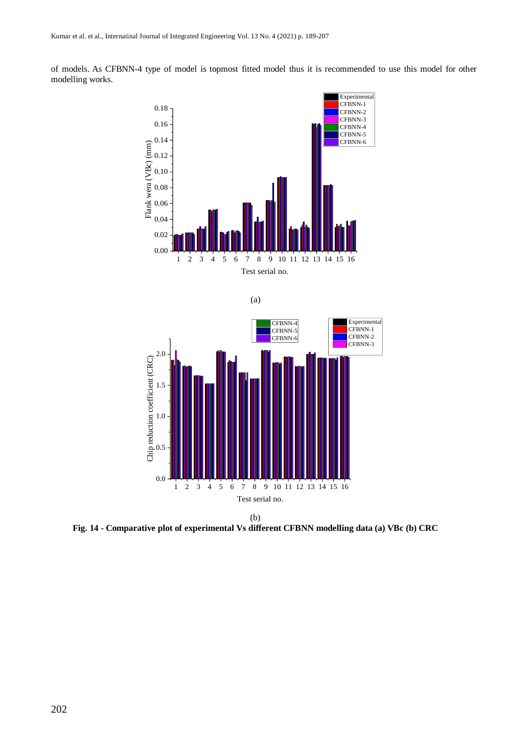of models. As CFBNN-4 type of model is topmost fitted model thus it is recommended to use this model for other modelling works.

(a)

(b)

**Fig. 14 - Comparative plot of experimental Vs different CFBNN modelling data (a) VBc (b) CRC**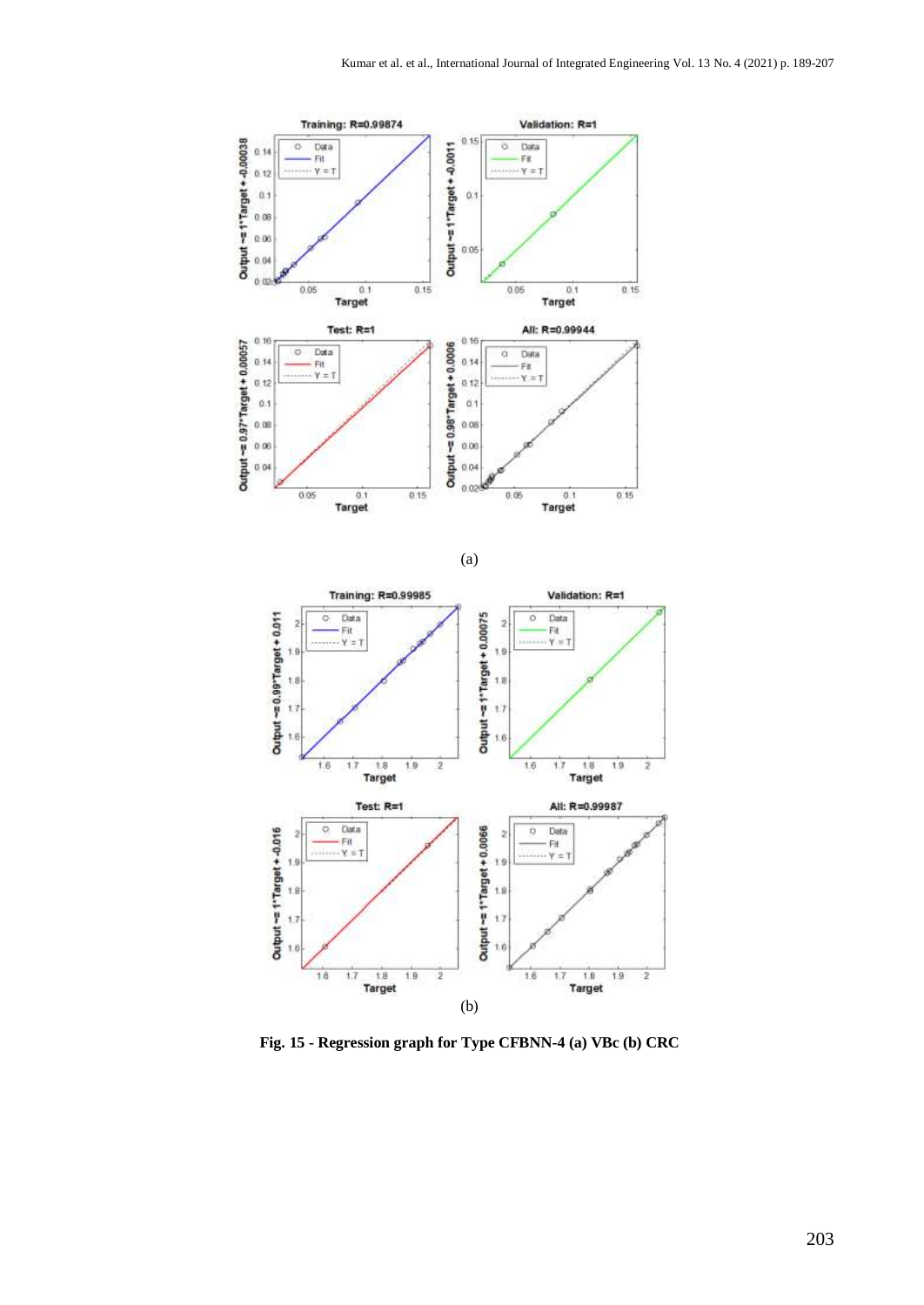(a)

(b)

**Fig. 15 - Regression graph for Type CFBNN-4 (a) VBc (b) CRC**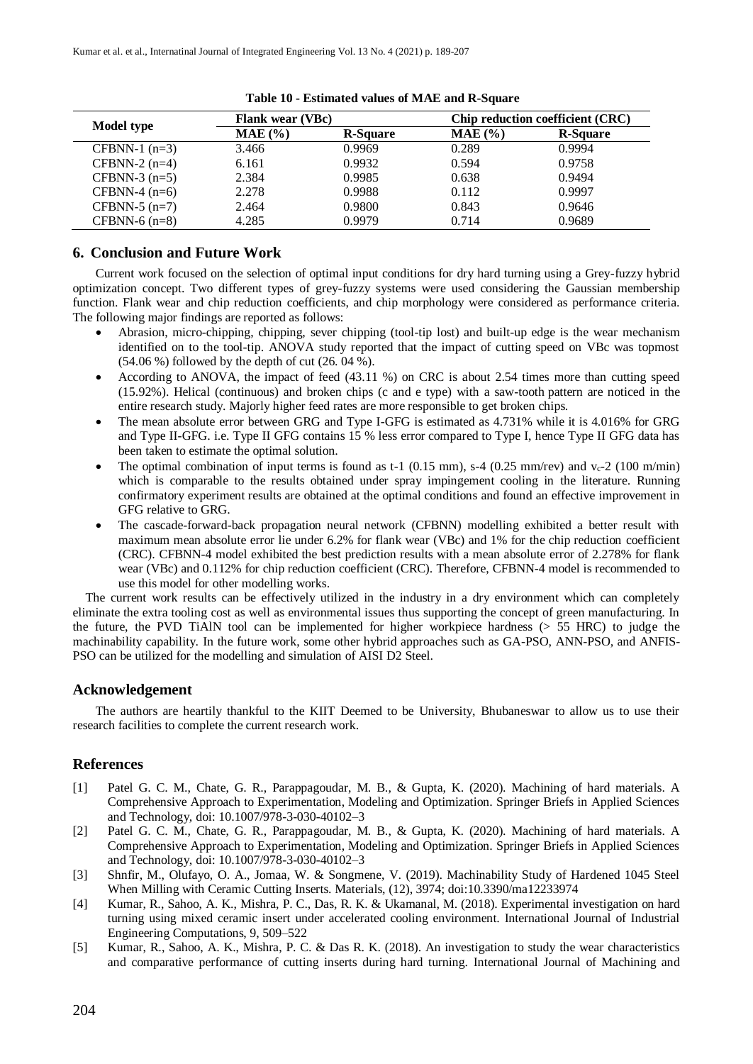**Table 10 - Estimated values of MAE and R-Square**

| Model type | Flank wear (VBc) | | Chip reduction coefficient (CRC) | |
|---|---|---|---|---|
| | MAE (%) | R-Square | MAE (%) | R-Square |
| CFBNN-1 (n=3) | 3.466 | 0.9969 | 0.289 | 0.9994 |
| CFBNN-2 (n=4) | 6.161 | 0.9932 | 0.594 | 0.9758 |
| CFBNN-3 (n=5) | 2.384 | 0.9985 | 0.638 | 0.9494 |
| CFBNN-4 (n=6) | 2.278 | 0.9988 | 0.112 | 0.9997 |
| CFBNN-5 (n=7) | 2.464 | 0.9800 | 0.843 | 0.9646 |
| CFBNN-6 (n=8) | 4.285 | 0.9979 | 0.714 | 0.9689 |

## 6. Conclusion and Future Work

Current work focused on the selection of optimal input conditions for dry hard turning using a Grey-fuzzy hybrid optimization concept. Two different types of grey-fuzzy systems were used considering the Gaussian membership function. Flank wear and chip reduction coefficients, and chip morphology were considered as performance criteria. The following major findings are reported as follows:

- Abrasion, micro-chipping, chipping, sever chipping (tool-tip lost) and built-up edge is the wear mechanism identified on to the tool-tip. ANOVA study reported that the impact of cutting speed on VBc was topmost (54.06 %) followed by the depth of cut (26. 04 %).
- According to ANOVA, the impact of feed (43.11 %) on CRC is about 2.54 times more than cutting speed (15.92%). Helical (continuous) and broken chips (c and e type) with a saw-tooth pattern are noticed in the entire research study. Majorly higher feed rates are more responsible to get broken chips.
- The mean absolute error between GRG and Type I-GFG is estimated as 4.731% while it is 4.016% for GRG and Type II-GFG. i.e. Type II GFG contains 15 % less error compared to Type I, hence Type II GFG data has been taken to estimate the optimal solution.
- The optimal combination of input terms is found as t-1 (0.15 mm), s-4 (0.25 mm/rev) and $v_c$-2 (100 m/min) which is comparable to the results obtained under spray impingement cooling in the literature. Running confirmatory experiment results are obtained at the optimal conditions and found an effective improvement in GFG relative to GRG.
- The cascade-forward-back propagation neural network (CFBNN) modelling exhibited a better result with maximum mean absolute error lie under 6.2% for flank wear (VBc) and 1% for the chip reduction coefficient (CRC). CFBNN-4 model exhibited the best prediction results with a mean absolute error of 2.278% for flank wear (VBc) and 0.112% for chip reduction coefficient (CRC). Therefore, CFBNN-4 model is recommended to use this model for other modelling works.

The current work results can be effectively utilized in the industry in a dry environment which can completely eliminate the extra tooling cost as well as environmental issues thus supporting the concept of green manufacturing. In the future, the PVD TiAlN tool can be implemented for higher workpiece hardness (> 55 HRC) to judge the machinability capability. In the future work, some other hybrid approaches such as GA-PSO, ANN-PSO, and ANFIS-PSO can be utilized for the modelling and simulation of AISI D2 Steel.

## Acknowledgement

The authors are heartily thankful to the KIIT Deemed to be University, Bhubaneswar to allow us to use their research facilities to complete the current research work.

## References

[1] Patel G. C. M., Chate, G. R., Parappagoudar, M. B., & Gupta, K. (2020). Machining of hard materials. A Comprehensive Approach to Experimentation, Modeling and Optimization. Springer Briefs in Applied Sciences and Technology, doi: 10.1007/978-3-030-40102–3

[2] Patel G. C. M., Chate, G. R., Parappagoudar, M. B., & Gupta, K. (2020). Machining of hard materials. A Comprehensive Approach to Experimentation, Modeling and Optimization. Springer Briefs in Applied Sciences and Technology, doi: 10.1007/978-3-030-40102–3

[3] Shnfir, M., Olufayo, O. A., Jomaa, W. & Songmene, V. (2019). Machinability Study of Hardened 1045 Steel When Milling with Ceramic Cutting Inserts. Materials, (12), 3974; doi:10.3390/ma12233974

[4] Kumar, R., Sahoo, A. K., Mishra, P. C., Das, R. K. & Ukamanal, M. (2018). Experimental investigation on hard turning using mixed ceramic insert under accelerated cooling environment. International Journal of Industrial Engineering Computations, 9, 509–522

[5] Kumar, R., Sahoo, A. K., Mishra, P. C. & Das R. K. (2018). An investigation to study the wear characteristics and comparative performance of cutting inserts during hard turning. International Journal of Machining and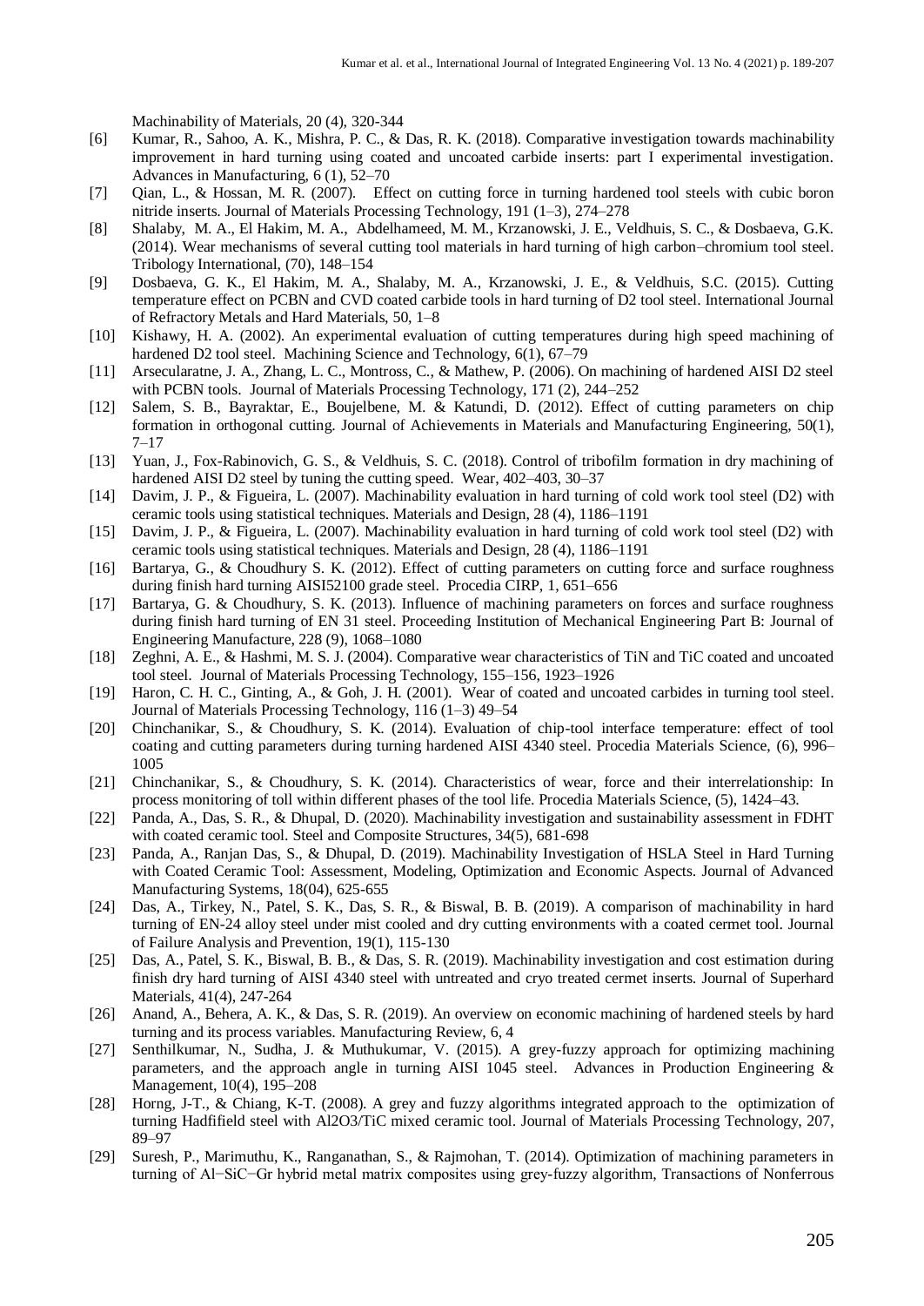Machinability of Materials, 20 (4), 320-344

[6] Kumar, R., Sahoo, A. K., Mishra, P. C., & Das, R. K. (2018). Comparative investigation towards machinability improvement in hard turning using coated and uncoated carbide inserts: part I experimental investigation. Advances in Manufacturing, 6 (1), 52–70

[7] Qian, L., & Hossan, M. R. (2007). Effect on cutting force in turning hardened tool steels with cubic boron nitride inserts. Journal of Materials Processing Technology, 191 (1–3), 274–278

[8] Shalaby, M. A., El Hakim, M. A., Abdelhameed, M. M., Krzanowski, J. E., Veldhuis, S. C., & Dosbaeva, G.K. (2014). Wear mechanisms of several cutting tool materials in hard turning of high carbon–chromium tool steel. Tribology International, (70), 148–154

[9] Dosbaeva, G. K., El Hakim, M. A., Shalaby, M. A., Krzanowski, J. E., & Veldhuis, S.C. (2015). Cutting temperature effect on PCBN and CVD coated carbide tools in hard turning of D2 tool steel. International Journal of Refractory Metals and Hard Materials, 50, 1–8

[10] Kishawy, H. A. (2002). An experimental evaluation of cutting temperatures during high speed machining of hardened D2 tool steel. Machining Science and Technology, 6(1), 67–79

[11] Arsecularatne, J. A., Zhang, L. C., Montross, C., & Mathew, P. (2006). On machining of hardened AISI D2 steel with PCBN tools. Journal of Materials Processing Technology, 171 (2), 244–252

[12] Salem, S. B., Bayraktar, E., Boujelbene, M. & Katundi, D. (2012). Effect of cutting parameters on chip formation in orthogonal cutting. Journal of Achievements in Materials and Manufacturing Engineering, 50(1), 7–17

[13] Yuan, J., Fox-Rabinovich, G. S., & Veldhuis, S. C. (2018). Control of tribofilm formation in dry machining of hardened AISI D2 steel by tuning the cutting speed. Wear, 402–403, 30–37

[14] Davim, J. P., & Figueira, L. (2007). Machinability evaluation in hard turning of cold work tool steel (D2) with ceramic tools using statistical techniques. Materials and Design, 28 (4), 1186–1191

[15] Davim, J. P., & Figueira, L. (2007). Machinability evaluation in hard turning of cold work tool steel (D2) with ceramic tools using statistical techniques. Materials and Design, 28 (4), 1186–1191

[16] Bartarya, G., & Choudhury S. K. (2012). Effect of cutting parameters on cutting force and surface roughness during finish hard turning AISI52100 grade steel. Procedia CIRP, 1, 651–656

[17] Bartarya, G. & Choudhury, S. K. (2013). Influence of machining parameters on forces and surface roughness during finish hard turning of EN 31 steel. Proceeding Institution of Mechanical Engineering Part B: Journal of Engineering Manufacture, 228 (9), 1068–1080

[18] Zeghni, A. E., & Hashmi, M. S. J. (2004). Comparative wear characteristics of TiN and TiC coated and uncoated tool steel. Journal of Materials Processing Technology, 155–156, 1923–1926

[19] Haron, C. H. C., Ginting, A., & Goh, J. H. (2001). Wear of coated and uncoated carbides in turning tool steel. Journal of Materials Processing Technology, 116 (1–3) 49–54

[20] Chinchanikar, S., & Choudhury, S. K. (2014). Evaluation of chip-tool interface temperature: effect of tool coating and cutting parameters during turning hardened AISI 4340 steel. Procedia Materials Science, (6), 996–1005

[21] Chinchanikar, S., & Choudhury, S. K. (2014). Characteristics of wear, force and their interrelationship: In process monitoring of toll within different phases of the tool life. Procedia Materials Science, (5), 1424–43.

[22] Panda, A., Das, S. R., & Dhupal, D. (2020). Machinability investigation and sustainability assessment in FDHT with coated ceramic tool. Steel and Composite Structures, 34(5), 681-698

[23] Panda, A., Ranjan Das, S., & Dhupal, D. (2019). Machinability Investigation of HSLA Steel in Hard Turning with Coated Ceramic Tool: Assessment, Modeling, Optimization and Economic Aspects. Journal of Advanced Manufacturing Systems, 18(04), 625-655

[24] Das, A., Tirkey, N., Patel, S. K., Das, S. R., & Biswal, B. B. (2019). A comparison of machinability in hard turning of EN-24 alloy steel under mist cooled and dry cutting environments with a coated cermet tool. Journal of Failure Analysis and Prevention, 19(1), 115-130

[25] Das, A., Patel, S. K., Biswal, B. B., & Das, S. R. (2019). Machinability investigation and cost estimation during finish dry hard turning of AISI 4340 steel with untreated and cryo treated cermet inserts. Journal of Superhard Materials, 41(4), 247-264

[26] Anand, A., Behera, A. K., & Das, S. R. (2019). An overview on economic machining of hardened steels by hard turning and its process variables. Manufacturing Review, 6, 4

[27] Senthilkumar, N., Sudha, J. & Muthukumar, V. (2015). A grey-fuzzy approach for optimizing machining parameters, and the approach angle in turning AISI 1045 steel. Advances in Production Engineering & Management, 10(4), 195–208

[28] Horng, J-T., & Chiang, K-T. (2008). A grey and fuzzy algorithms integrated approach to the optimization of turning Hadfifield steel with $Al_2O_3$/TiC mixed ceramic tool. Journal of Materials Processing Technology, 207, 89–97

[29] Suresh, P., Marimuthu, K., Ranganathan, S., & Rajmohan, T. (2014). Optimization of machining parameters in turning of Al−SiC−Gr hybrid metal matrix composites using grey-fuzzy algorithm, Transactions of Nonferrous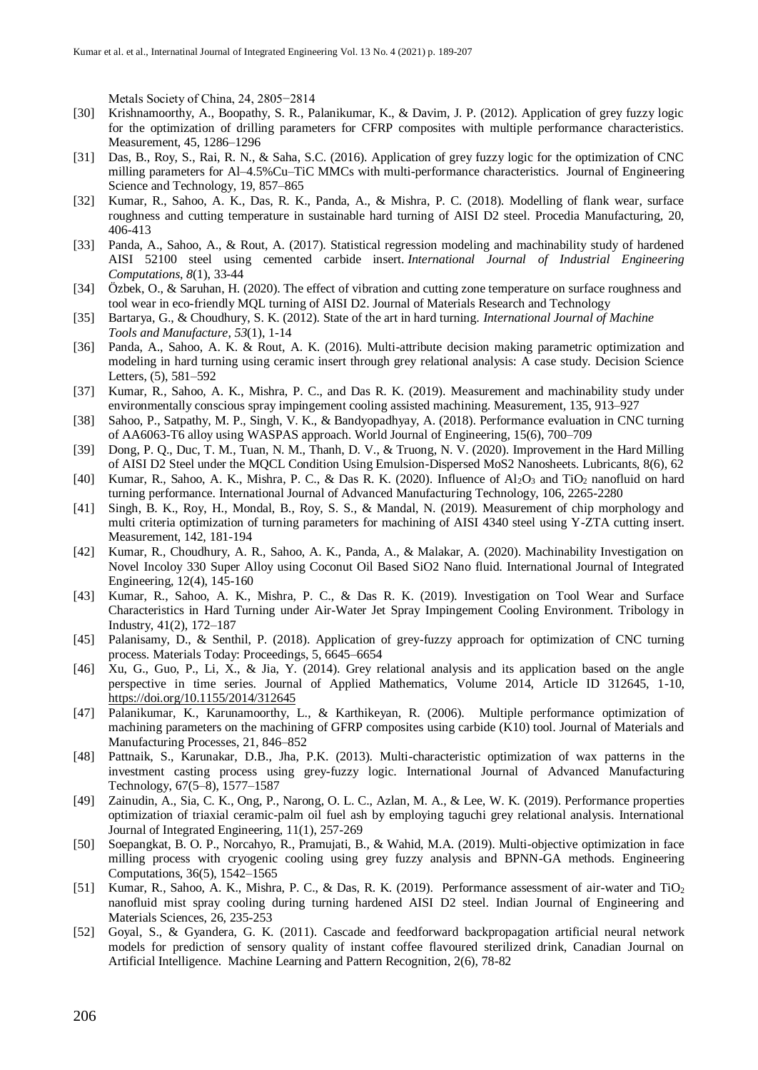Metals Society of China, 24, 2805−2814

[30] Krishnamoorthy, A., Boopathy, S. R., Palanikumar, K., & Davim, J. P. (2012). Application of grey fuzzy logic for the optimization of drilling parameters for CFRP composites with multiple performance characteristics. Measurement, 45, 1286–1296

[31] Das, B., Roy, S., Rai, R. N., & Saha, S.C. (2016). Application of grey fuzzy logic for the optimization of CNC milling parameters for Al–4.5%Cu–TiC MMCs with multi-performance characteristics. Journal of Engineering Science and Technology, 19, 857–865

[32] Kumar, R., Sahoo, A. K., Das, R. K., Panda, A., & Mishra, P. C. (2018). Modelling of flank wear, surface roughness and cutting temperature in sustainable hard turning of AISI D2 steel. Procedia Manufacturing, 20, 406-413

[33] Panda, A., Sahoo, A., & Rout, A. (2017). Statistical regression modeling and machinability study of hardened AISI 52100 steel using cemented carbide insert. *International Journal of Industrial Engineering Computations*, *8*(1), 33-44

[34] Özbek, O., & Saruhan, H. (2020). The effect of vibration and cutting zone temperature on surface roughness and tool wear in eco-friendly MQL turning of AISI D2. Journal of Materials Research and Technology

[35] Bartarya, G., & Choudhury, S. K. (2012). State of the art in hard turning. *International Journal of Machine Tools and Manufacture*, *53*(1), 1-14

[36] Panda, A., Sahoo, A. K. & Rout, A. K. (2016). Multi-attribute decision making parametric optimization and modeling in hard turning using ceramic insert through grey relational analysis: A case study. Decision Science Letters, (5), 581–592

[37] Kumar, R., Sahoo, A. K., Mishra, P. C., and Das R. K. (2019). Measurement and machinability study under environmentally conscious spray impingement cooling assisted machining. Measurement, 135, 913–927

[38] Sahoo, P., Satpathy, M. P., Singh, V. K., & Bandyopadhyay, A. (2018). Performance evaluation in CNC turning of AA6063-T6 alloy using WASPAS approach. World Journal of Engineering, 15(6), 700–709

[39] Dong, P. Q., Duc, T. M., Tuan, N. M., Thanh, D. V., & Truong, N. V. (2020). Improvement in the Hard Milling of AISI D2 Steel under the MQCL Condition Using Emulsion-Dispersed MoS2 Nanosheets. Lubricants, 8(6), 62

[40] Kumar, R., Sahoo, A. K., Mishra, P. C., & Das R. K. (2020). Influence of $Al_2O_3$ and $TiO_2$ nanofluid on hard turning performance. International Journal of Advanced Manufacturing Technology, 106, 2265-2280

[41] Singh, B. K., Roy, H., Mondal, B., Roy, S. S., & Mandal, N. (2019). Measurement of chip morphology and multi criteria optimization of turning parameters for machining of AISI 4340 steel using Y-ZTA cutting insert. Measurement, 142, 181-194

[42] Kumar, R., Choudhury, A. R., Sahoo, A. K., Panda, A., & Malakar, A. (2020). Machinability Investigation on Novel Incoloy 330 Super Alloy using Coconut Oil Based SiO2 Nano fluid. International Journal of Integrated Engineering, 12(4), 145-160

[43] Kumar, R., Sahoo, A. K., Mishra, P. C., & Das R. K. (2019). Investigation on Tool Wear and Surface Characteristics in Hard Turning under Air-Water Jet Spray Impingement Cooling Environment. Tribology in Industry, 41(2), 172–187

[45] Palanisamy, D., & Senthil, P. (2018). Application of grey-fuzzy approach for optimization of CNC turning process. Materials Today: Proceedings, 5, 6645–6654

[46] Xu, G., Guo, P., Li, X., & Jia, Y. (2014). Grey relational analysis and its application based on the angle perspective in time series. Journal of Applied Mathematics, Volume 2014, Article ID 312645, 1-10, https://doi.org/10.1155/2014/312645

[47] Palanikumar, K., Karunamoorthy, L., & Karthikeyan, R. (2006). Multiple performance optimization of machining parameters on the machining of GFRP composites using carbide (K10) tool. Journal of Materials and Manufacturing Processes, 21, 846–852

[48] Pattnaik, S., Karunakar, D.B., Jha, P.K. (2013). Multi-characteristic optimization of wax patterns in the investment casting process using grey-fuzzy logic. International Journal of Advanced Manufacturing Technology, 67(5–8), 1577–1587

[49] Zainudin, A., Sia, C. K., Ong, P., Narong, O. L. C., Azlan, M. A., & Lee, W. K. (2019). Performance properties optimization of triaxial ceramic-palm oil fuel ash by employing taguchi grey relational analysis. International Journal of Integrated Engineering, 11(1), 257-269

[50] Soepangkat, B. O. P., Norcahyo, R., Pramujati, B., & Wahid, M.A. (2019). Multi-objective optimization in face milling process with cryogenic cooling using grey fuzzy analysis and BPNN-GA methods. Engineering Computations, 36(5), 1542–1565

[51] Kumar, R., Sahoo, A. K., Mishra, P. C., & Das, R. K. (2019). Performance assessment of air-water and $TiO_2$ nanofluid mist spray cooling during turning hardened AISI D2 steel. Indian Journal of Engineering and Materials Sciences, 26, 235-253

[52] Goyal, S., & Gyandera, G. K. (2011). Cascade and feedforward backpropagation artificial neural network models for prediction of sensory quality of instant coffee flavoured sterilized drink, Canadian Journal on Artificial Intelligence. Machine Learning and Pattern Recognition, 2(6), 78-82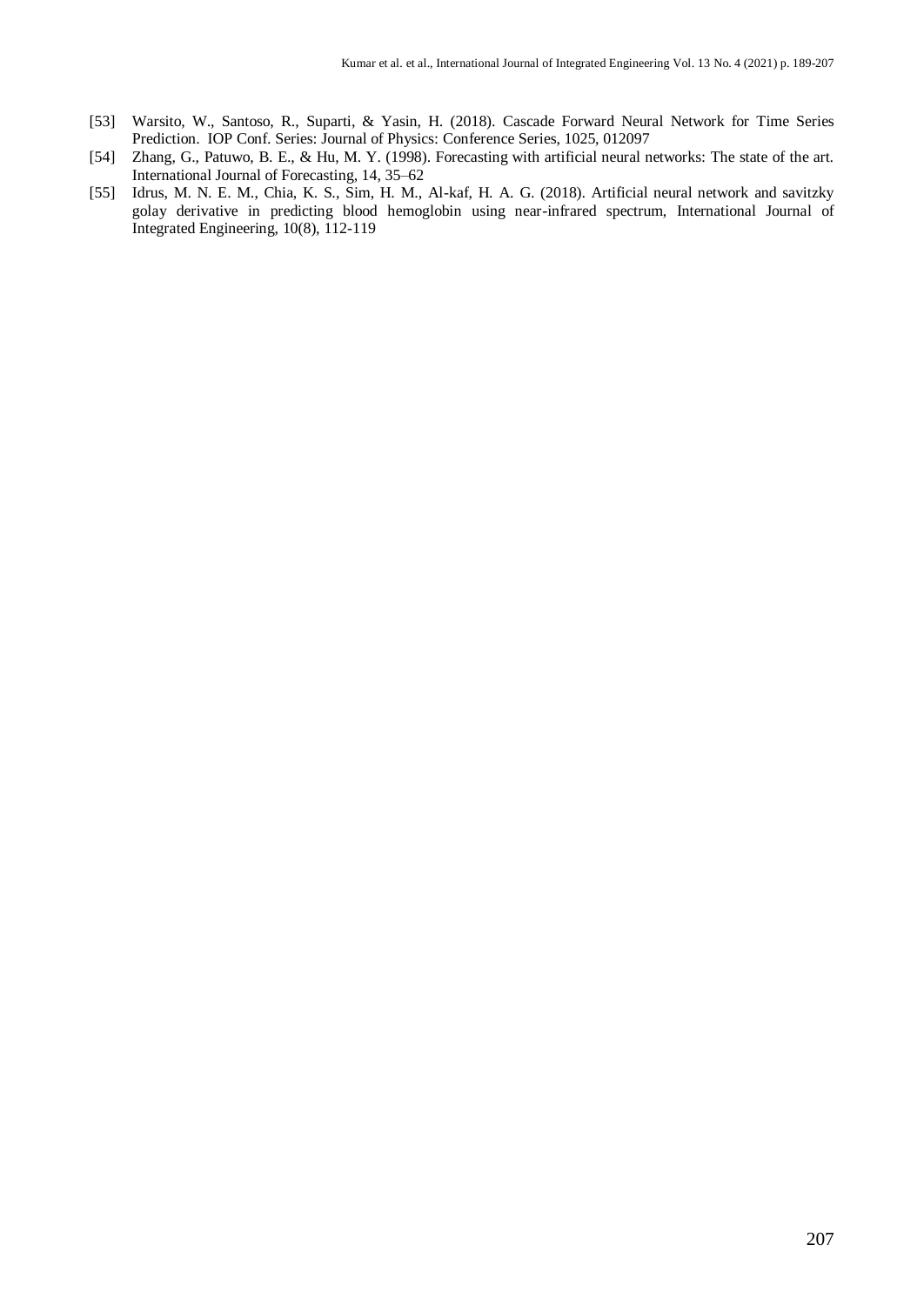[53] Warsito, W., Santoso, R., Suparti, & Yasin, H. (2018). Cascade Forward Neural Network for Time Series Prediction. IOP Conf. Series: Journal of Physics: Conference Series, 1025, 012097

[54] Zhang, G., Patuwo, B. E., & Hu, M. Y. (1998). Forecasting with artificial neural networks: The state of the art. International Journal of Forecasting, 14, 35–62

[55] Idrus, M. N. E. M., Chia, K. S., Sim, H. M., Al-kaf, H. A. G. (2018). Artificial neural network and savitzky golay derivative in predicting blood hemoglobin using near-infrared spectrum, International Journal of Integrated Engineering, 10(8), 112-119